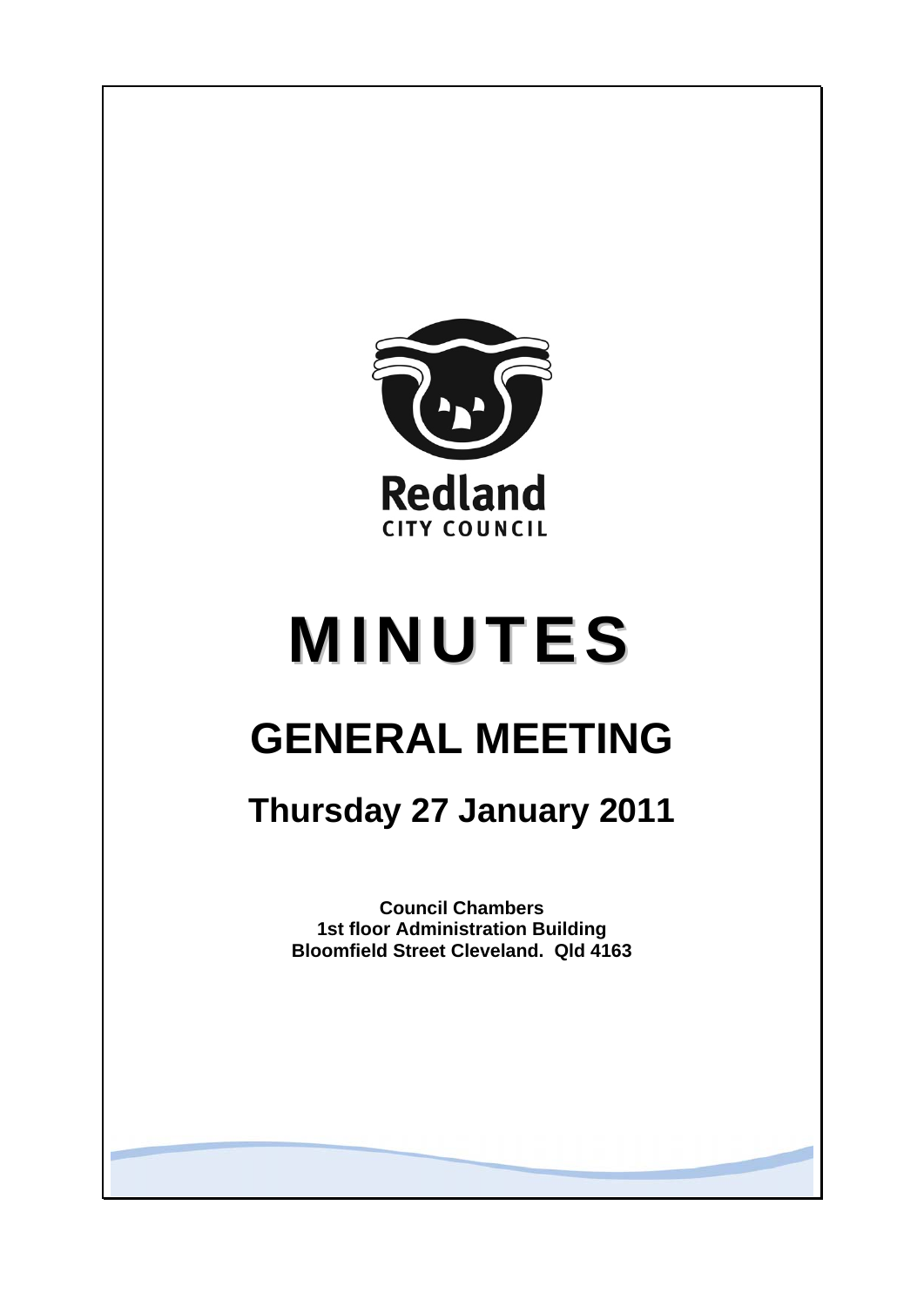Redland
CITY COUNCIL

# MINUTES

# GENERAL MEETING

## Thursday 27 January 2011

**Council Chambers**
**1st floor Administration Building**
**Bloomfield Street Cleveland. Qld 4163**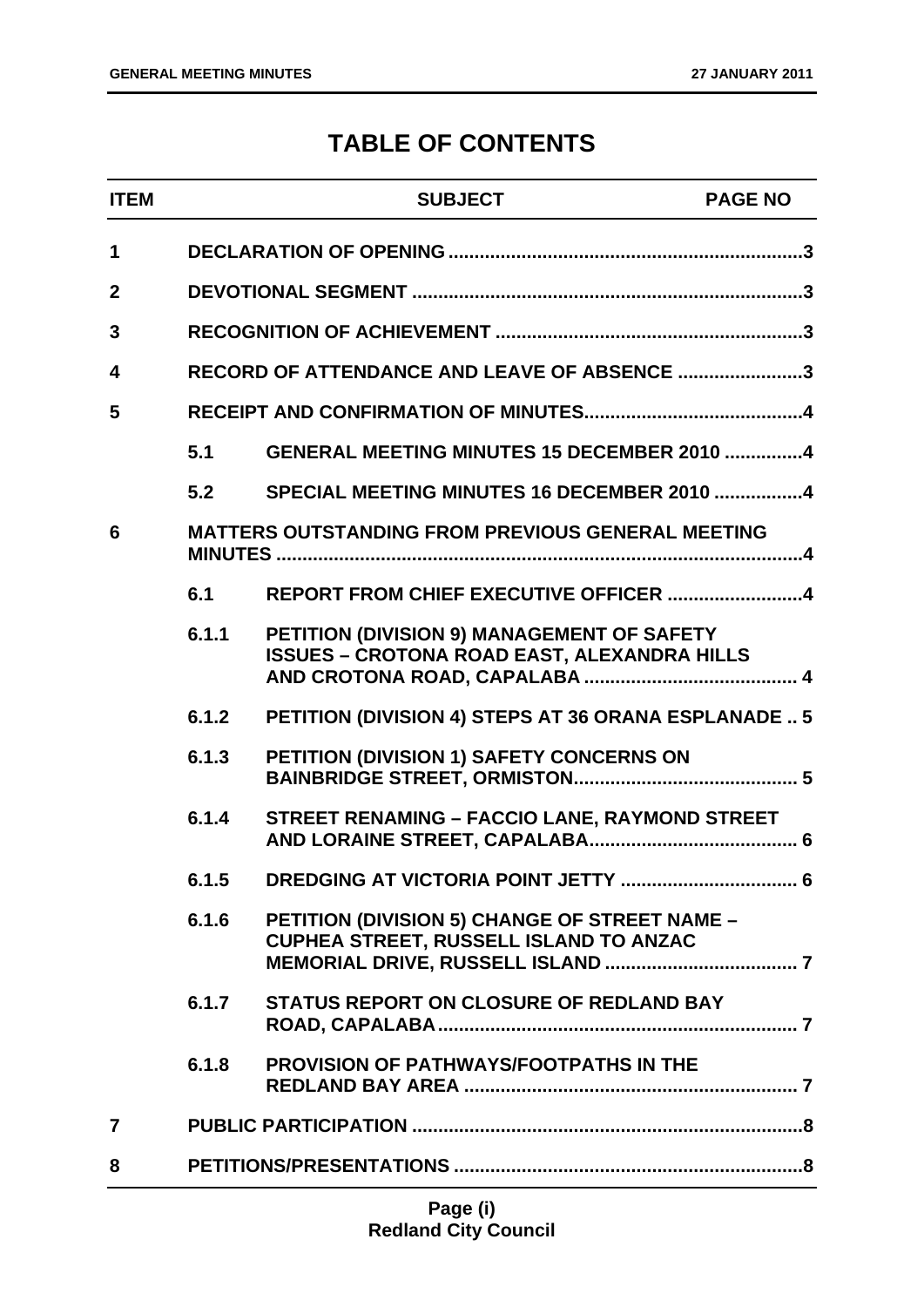# TABLE OF CONTENTS

| ITEM | | SUBJECT | PAGE NO |
|---|---|---|---|
| 1 | | DECLARATION OF OPENING | 3 |
| 2 | | DEVOTIONAL SEGMENT | 3 |
| 3 | | RECOGNITION OF ACHIEVEMENT | 3 |
| 4 | | RECORD OF ATTENDANCE AND LEAVE OF ABSENCE | 3 |
| 5 | | RECEIPT AND CONFIRMATION OF MINUTES | 4 |
| | 5.1 | GENERAL MEETING MINUTES 15 DECEMBER 2010 | 4 |
| | 5.2 | SPECIAL MEETING MINUTES 16 DECEMBER 2010 | 4 |
| 6 | | MATTERS OUTSTANDING FROM PREVIOUS GENERAL MEETING MINUTES | 4 |
| | 6.1 | REPORT FROM CHIEF EXECUTIVE OFFICER | 4 |
| | 6.1.1 | PETITION (DIVISION 9) MANAGEMENT OF SAFETY ISSUES – CROTONA ROAD EAST, ALEXANDRA HILLS AND CROTONA ROAD, CAPALABA | 4 |
| | 6.1.2 | PETITION (DIVISION 4) STEPS AT 36 ORANA ESPLANADE | 5 |
| | 6.1.3 | PETITION (DIVISION 1) SAFETY CONCERNS ON BAINBRIDGE STREET, ORMISTON | 5 |
| | 6.1.4 | STREET RENAMING – FACCIO LANE, RAYMOND STREET AND LORAINE STREET, CAPALABA | 6 |
| | 6.1.5 | DREDGING AT VICTORIA POINT JETTY | 6 |
| | 6.1.6 | PETITION (DIVISION 5) CHANGE OF STREET NAME – CUPHEA STREET, RUSSELL ISLAND TO ANZAC MEMORIAL DRIVE, RUSSELL ISLAND | 7 |
| | 6.1.7 | STATUS REPORT ON CLOSURE OF REDLAND BAY ROAD, CAPALABA | 7 |
| | 6.1.8 | PROVISION OF PATHWAYS/FOOTPATHS IN THE REDLAND BAY AREA | 7 |
| 7 | | PUBLIC PARTICIPATION | 8 |
| 8 | | PETITIONS/PRESENTATIONS | 8 |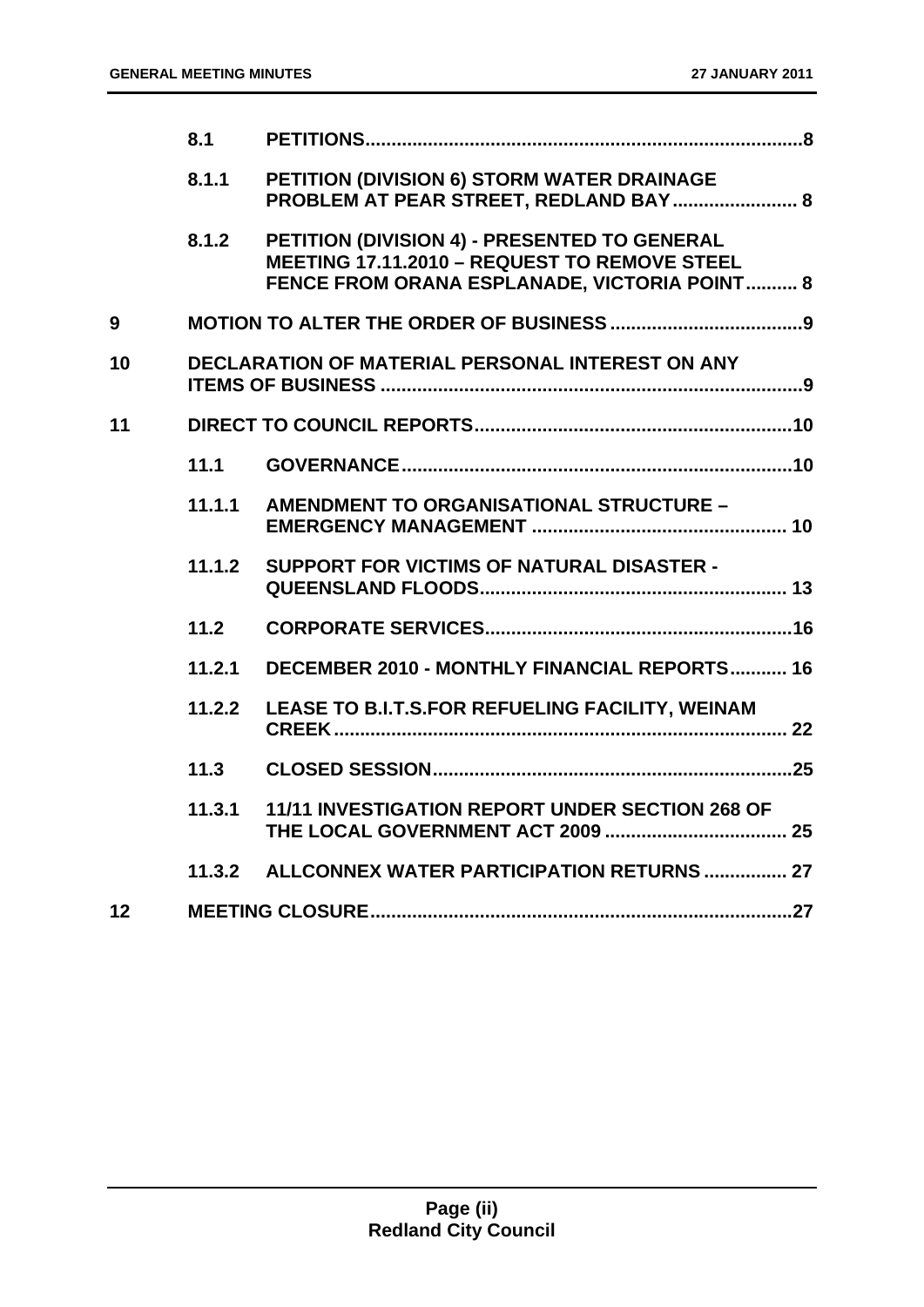| | | | |
|---|---|---|---|
| | 8.1 | PETITIONS | 8 |
| | 8.1.1 | PETITION (DIVISION 6) STORM WATER DRAINAGE PROBLEM AT PEAR STREET, REDLAND BAY | 8 |
| | 8.1.2 | PETITION (DIVISION 4) - PRESENTED TO GENERAL MEETING 17.11.2010 – REQUEST TO REMOVE STEEL FENCE FROM ORANA ESPLANADE, VICTORIA POINT | 8 |
| 9 | | MOTION TO ALTER THE ORDER OF BUSINESS | 9 |
| 10 | | DECLARATION OF MATERIAL PERSONAL INTEREST ON ANY ITEMS OF BUSINESS | 9 |
| 11 | | DIRECT TO COUNCIL REPORTS | 10 |
| | 11.1 | GOVERNANCE | 10 |
| | 11.1.1 | AMENDMENT TO ORGANISATIONAL STRUCTURE – EMERGENCY MANAGEMENT | 10 |
| | 11.1.2 | SUPPORT FOR VICTIMS OF NATURAL DISASTER - QUEENSLAND FLOODS | 13 |
| | 11.2 | CORPORATE SERVICES | 16 |
| | 11.2.1 | DECEMBER 2010 - MONTHLY FINANCIAL REPORTS | 16 |
| | 11.2.2 | LEASE TO B.I.T.S.FOR REFUELING FACILITY, WEINAM CREEK | 22 |
| | 11.3 | CLOSED SESSION | 25 |
| | 11.3.1 | 11/11 INVESTIGATION REPORT UNDER SECTION 268 OF THE LOCAL GOVERNMENT ACT 2009 | 25 |
| | 11.3.2 | ALLCONNEX WATER PARTICIPATION RETURNS | 27 |
| 12 | | MEETING CLOSURE | 27 |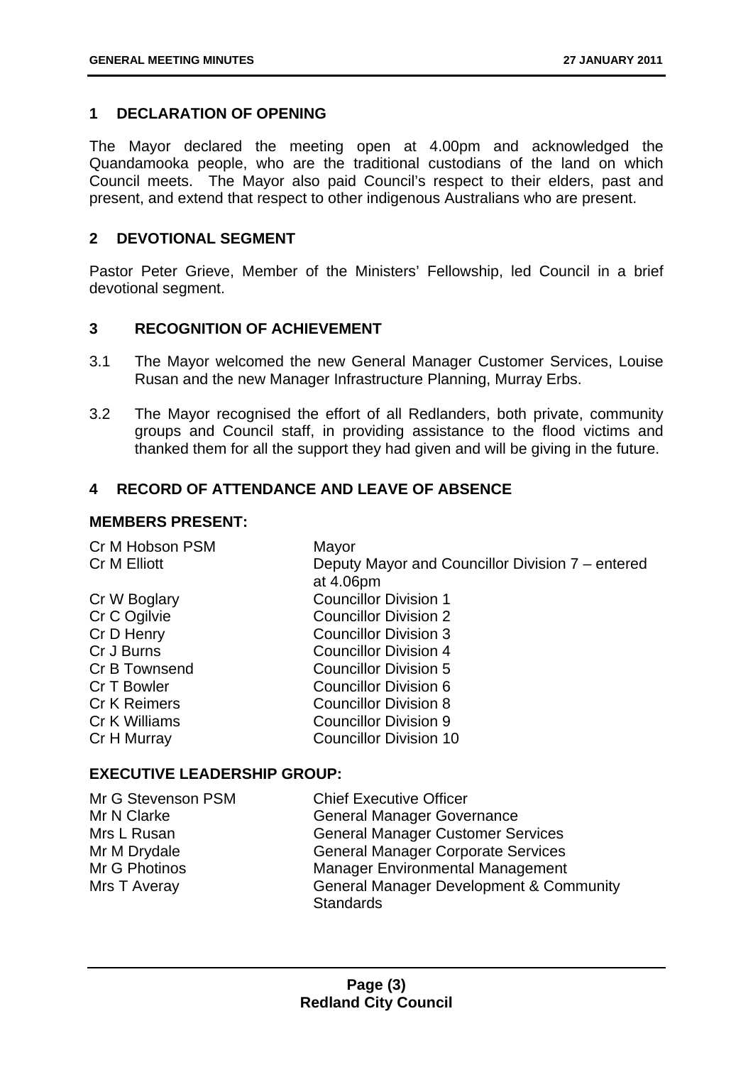## 1 DECLARATION OF OPENING

The Mayor declared the meeting open at 4.00pm and acknowledged the Quandamooka people, who are the traditional custodians of the land on which Council meets. The Mayor also paid Council's respect to their elders, past and present, and extend that respect to other indigenous Australians who are present.

## 2 DEVOTIONAL SEGMENT

Pastor Peter Grieve, Member of the Ministers' Fellowship, led Council in a brief devotional segment.

## 3 RECOGNITION OF ACHIEVEMENT

3.1 The Mayor welcomed the new General Manager Customer Services, Louise Rusan and the new Manager Infrastructure Planning, Murray Erbs.

3.2 The Mayor recognised the effort of all Redlanders, both private, community groups and Council staff, in providing assistance to the flood victims and thanked them for all the support they had given and will be giving in the future.

## 4 RECORD OF ATTENDANCE AND LEAVE OF ABSENCE

**MEMBERS PRESENT:**

| | |
|---|---|
| Cr M Hobson PSM | Mayor |
| Cr M Elliott | Deputy Mayor and Councillor Division 7 – entered at 4.06pm |
| Cr W Boglary | Councillor Division 1 |
| Cr C Ogilvie | Councillor Division 2 |
| Cr D Henry | Councillor Division 3 |
| Cr J Burns | Councillor Division 4 |
| Cr B Townsend | Councillor Division 5 |
| Cr T Bowler | Councillor Division 6 |
| Cr K Reimers | Councillor Division 8 |
| Cr K Williams | Councillor Division 9 |
| Cr H Murray | Councillor Division 10 |

**EXECUTIVE LEADERSHIP GROUP:**

| | |
|---|---|
| Mr G Stevenson PSM | Chief Executive Officer |
| Mr N Clarke | General Manager Governance |
| Mrs L Rusan | General Manager Customer Services |
| Mr M Drydale | General Manager Corporate Services |
| Mr G Photinos | Manager Environmental Management |
| Mrs T Averay | General Manager Development & Community Standards |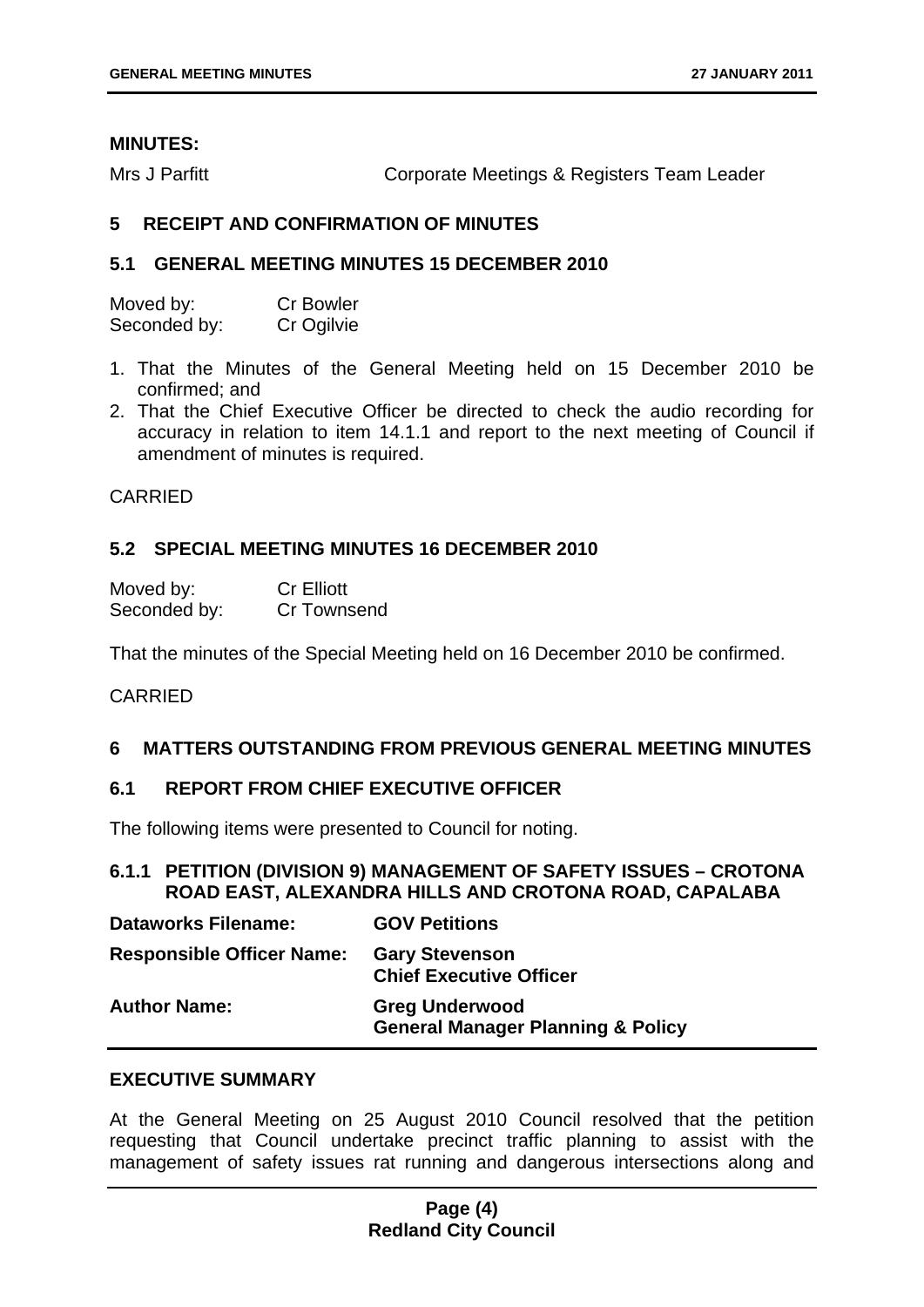**MINUTES:**

Mrs J Parfitt Corporate Meetings & Registers Team Leader

## 5 RECEIPT AND CONFIRMATION OF MINUTES

### 5.1 GENERAL MEETING MINUTES 15 DECEMBER 2010

| | |
|---|---|
| Moved by: | Cr Bowler |
| Seconded by: | Cr Ogilvie |

1. That the Minutes of the General Meeting held on 15 December 2010 be confirmed; and
2. That the Chief Executive Officer be directed to check the audio recording for accuracy in relation to item 14.1.1 and report to the next meeting of Council if amendment of minutes is required.

CARRIED

### 5.2 SPECIAL MEETING MINUTES 16 DECEMBER 2010

| | |
|---|---|
| Moved by: | Cr Elliott |
| Seconded by: | Cr Townsend |

That the minutes of the Special Meeting held on 16 December 2010 be confirmed.

CARRIED

## 6 MATTERS OUTSTANDING FROM PREVIOUS GENERAL MEETING MINUTES

### 6.1 REPORT FROM CHIEF EXECUTIVE OFFICER

The following items were presented to Council for noting.

#### 6.1.1 PETITION (DIVISION 9) MANAGEMENT OF SAFETY ISSUES – CROTONA ROAD EAST, ALEXANDRA HILLS AND CROTONA ROAD, CAPALABA

| | |
|---|---|
| **Dataworks Filename:** | **GOV Petitions** |
| **Responsible Officer Name:** | **Gary Stevenson**<br>**Chief Executive Officer** |
| **Author Name:** | **Greg Underwood**<br>**General Manager Planning & Policy** |

**EXECUTIVE SUMMARY**

At the General Meeting on 25 August 2010 Council resolved that the petition requesting that Council undertake precinct traffic planning to assist with the management of safety issues rat running and dangerous intersections along and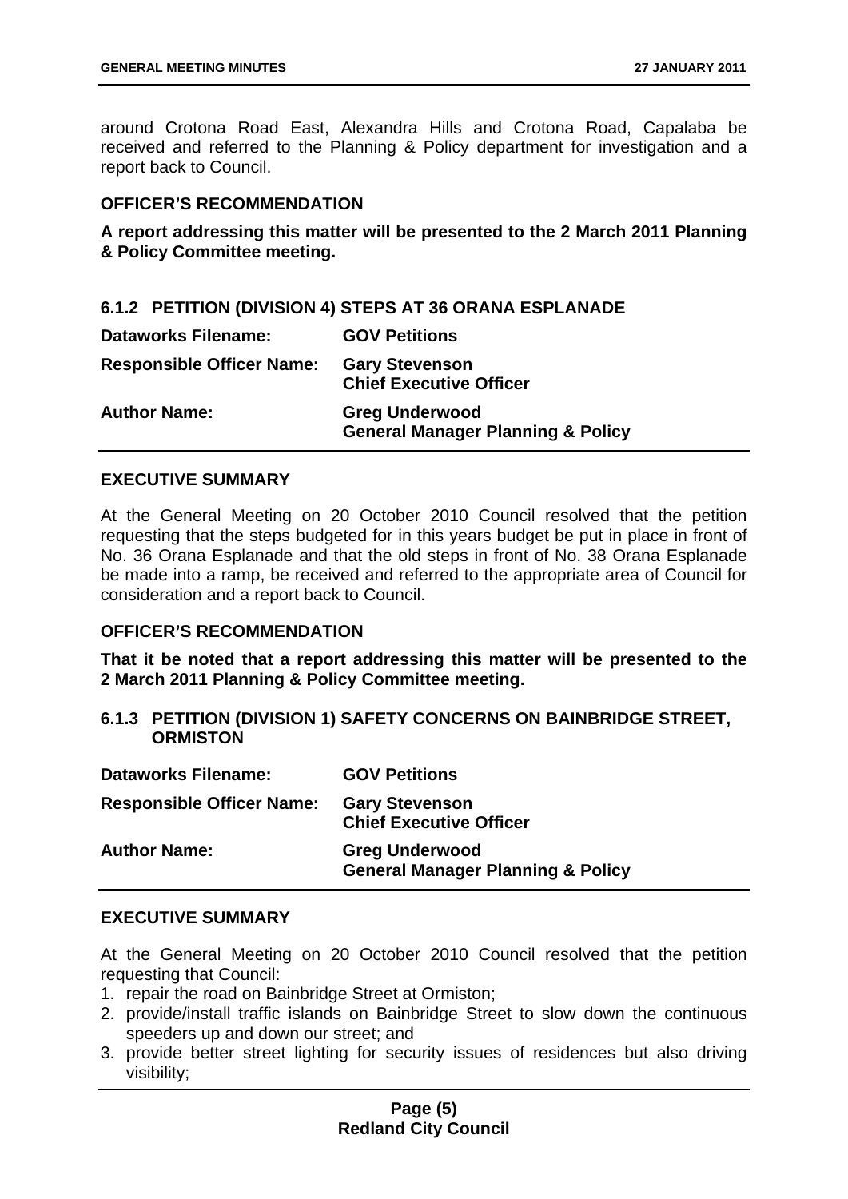around Crotona Road East, Alexandra Hills and Crotona Road, Capalaba be received and referred to the Planning & Policy department for investigation and a report back to Council.

#### OFFICER'S RECOMMENDATION

**A report addressing this matter will be presented to the 2 March 2011 Planning & Policy Committee meeting.**

### 6.1.2 PETITION (DIVISION 4) STEPS AT 36 ORANA ESPLANADE

| | |
|---|---|
| **Dataworks Filename:** | **GOV Petitions** |
| **Responsible Officer Name:** | **Gary Stevenson**<br>**Chief Executive Officer** |
| **Author Name:** | **Greg Underwood**<br>**General Manager Planning & Policy** |

#### EXECUTIVE SUMMARY

At the General Meeting on 20 October 2010 Council resolved that the petition requesting that the steps budgeted for in this years budget be put in place in front of No. 36 Orana Esplanade and that the old steps in front of No. 38 Orana Esplanade be made into a ramp, be received and referred to the appropriate area of Council for consideration and a report back to Council.

#### OFFICER'S RECOMMENDATION

**That it be noted that a report addressing this matter will be presented to the 2 March 2011 Planning & Policy Committee meeting.**

### 6.1.3 PETITION (DIVISION 1) SAFETY CONCERNS ON BAINBRIDGE STREET, ORMISTON

| | |
|---|---|
| **Dataworks Filename:** | **GOV Petitions** |
| **Responsible Officer Name:** | **Gary Stevenson**<br>**Chief Executive Officer** |
| **Author Name:** | **Greg Underwood**<br>**General Manager Planning & Policy** |

#### EXECUTIVE SUMMARY

At the General Meeting on 20 October 2010 Council resolved that the petition requesting that Council:

1. repair the road on Bainbridge Street at Ormiston;
2. provide/install traffic islands on Bainbridge Street to slow down the continuous speeders up and down our street; and
3. provide better street lighting for security issues of residences but also driving visibility;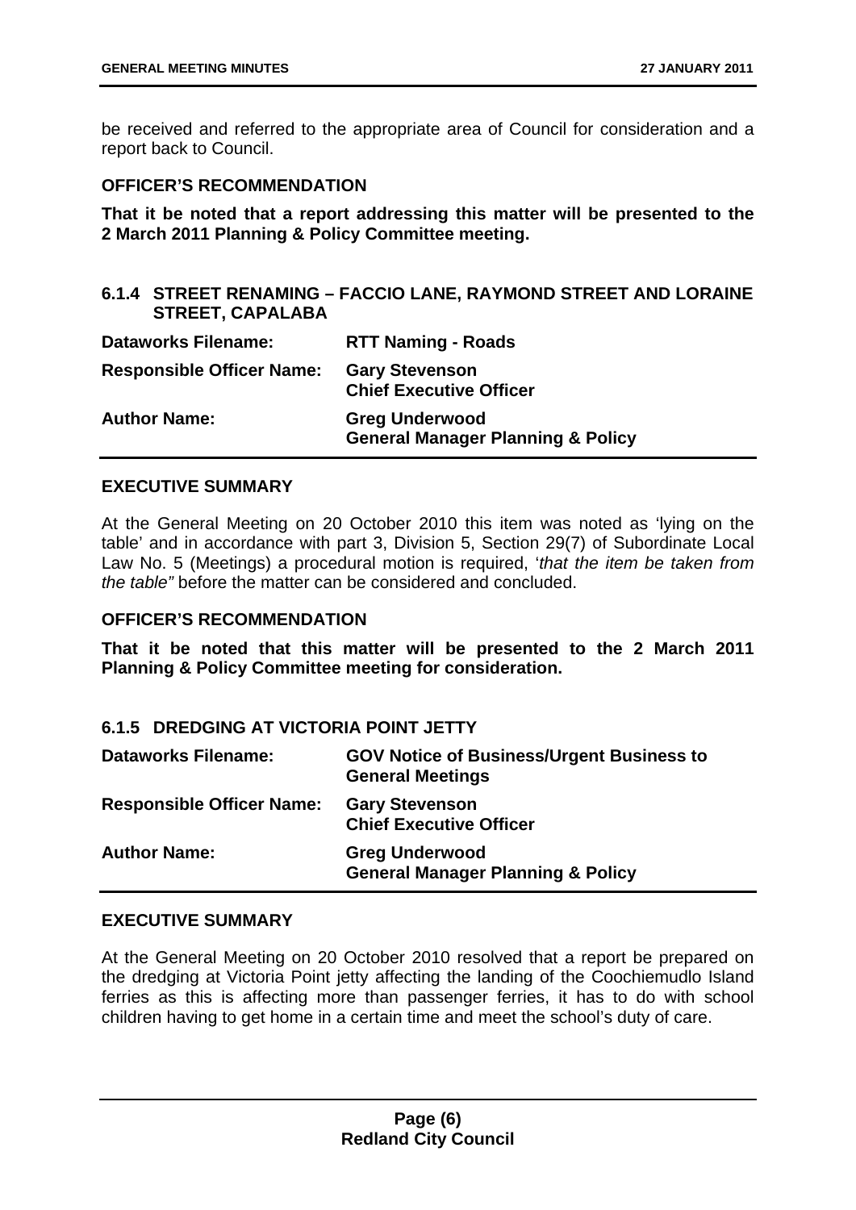be received and referred to the appropriate area of Council for consideration and a report back to Council.

### OFFICER'S RECOMMENDATION

**That it be noted that a report addressing this matter will be presented to the 2 March 2011 Planning & Policy Committee meeting.**

## 6.1.4 STREET RENAMING – FACCIO LANE, RAYMOND STREET AND LORAINE STREET, CAPALABA

| | |
|---|---|
| **Dataworks Filename:** | **RTT Naming - Roads** |
| **Responsible Officer Name:** | **Gary Stevenson**<br>**Chief Executive Officer** |
| **Author Name:** | **Greg Underwood**<br>**General Manager Planning & Policy** |

### EXECUTIVE SUMMARY

At the General Meeting on 20 October 2010 this item was noted as 'lying on the table' and in accordance with part 3, Division 5, Section 29(7) of Subordinate Local Law No. 5 (Meetings) a procedural motion is required, '*that the item be taken from the table"* before the matter can be considered and concluded.

### OFFICER'S RECOMMENDATION

**That it be noted that this matter will be presented to the 2 March 2011 Planning & Policy Committee meeting for consideration.**

## 6.1.5 DREDGING AT VICTORIA POINT JETTY

| | |
|---|---|
| **Dataworks Filename:** | **GOV Notice of Business/Urgent Business to General Meetings** |
| **Responsible Officer Name:** | **Gary Stevenson**<br>**Chief Executive Officer** |
| **Author Name:** | **Greg Underwood**<br>**General Manager Planning & Policy** |

### EXECUTIVE SUMMARY

At the General Meeting on 20 October 2010 resolved that a report be prepared on the dredging at Victoria Point jetty affecting the landing of the Coochiemudlo Island ferries as this is affecting more than passenger ferries, it has to do with school children having to get home in a certain time and meet the school's duty of care.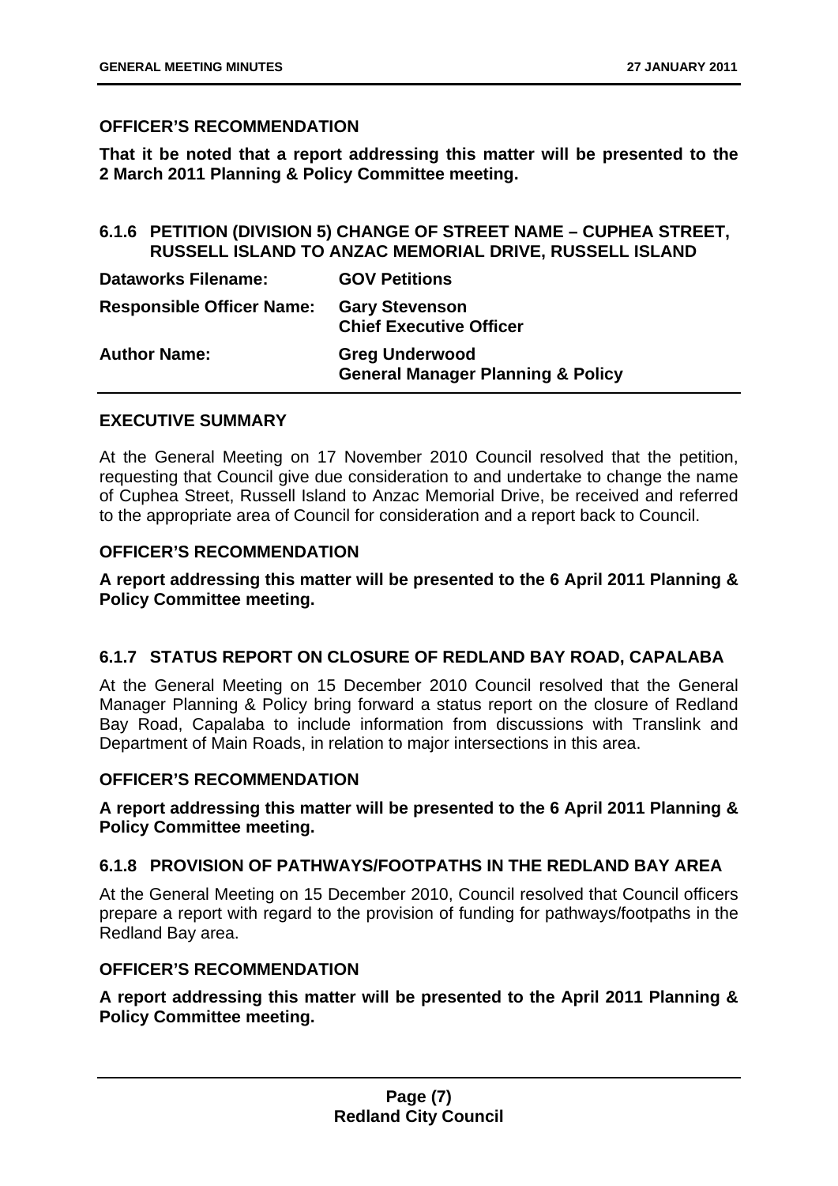### OFFICER'S RECOMMENDATION

**That it be noted that a report addressing this matter will be presented to the 2 March 2011 Planning & Policy Committee meeting.**

### 6.1.6 PETITION (DIVISION 5) CHANGE OF STREET NAME – CUPHEA STREET, RUSSELL ISLAND TO ANZAC MEMORIAL DRIVE, RUSSELL ISLAND

| | |
|---|---|
| **Dataworks Filename:** | **GOV Petitions** |
| **Responsible Officer Name:** | **Gary Stevenson**<br>**Chief Executive Officer** |
| **Author Name:** | **Greg Underwood**<br>**General Manager Planning & Policy** |

### EXECUTIVE SUMMARY

At the General Meeting on 17 November 2010 Council resolved that the petition, requesting that Council give due consideration to and undertake to change the name of Cuphea Street, Russell Island to Anzac Memorial Drive, be received and referred to the appropriate area of Council for consideration and a report back to Council.

### OFFICER'S RECOMMENDATION

**A report addressing this matter will be presented to the 6 April 2011 Planning & Policy Committee meeting.**

### 6.1.7 STATUS REPORT ON CLOSURE OF REDLAND BAY ROAD, CAPALABA

At the General Meeting on 15 December 2010 Council resolved that the General Manager Planning & Policy bring forward a status report on the closure of Redland Bay Road, Capalaba to include information from discussions with Translink and Department of Main Roads, in relation to major intersections in this area.

### OFFICER'S RECOMMENDATION

**A report addressing this matter will be presented to the 6 April 2011 Planning & Policy Committee meeting.**

### 6.1.8 PROVISION OF PATHWAYS/FOOTPATHS IN THE REDLAND BAY AREA

At the General Meeting on 15 December 2010, Council resolved that Council officers prepare a report with regard to the provision of funding for pathways/footpaths in the Redland Bay area.

### OFFICER'S RECOMMENDATION

**A report addressing this matter will be presented to the April 2011 Planning & Policy Committee meeting.**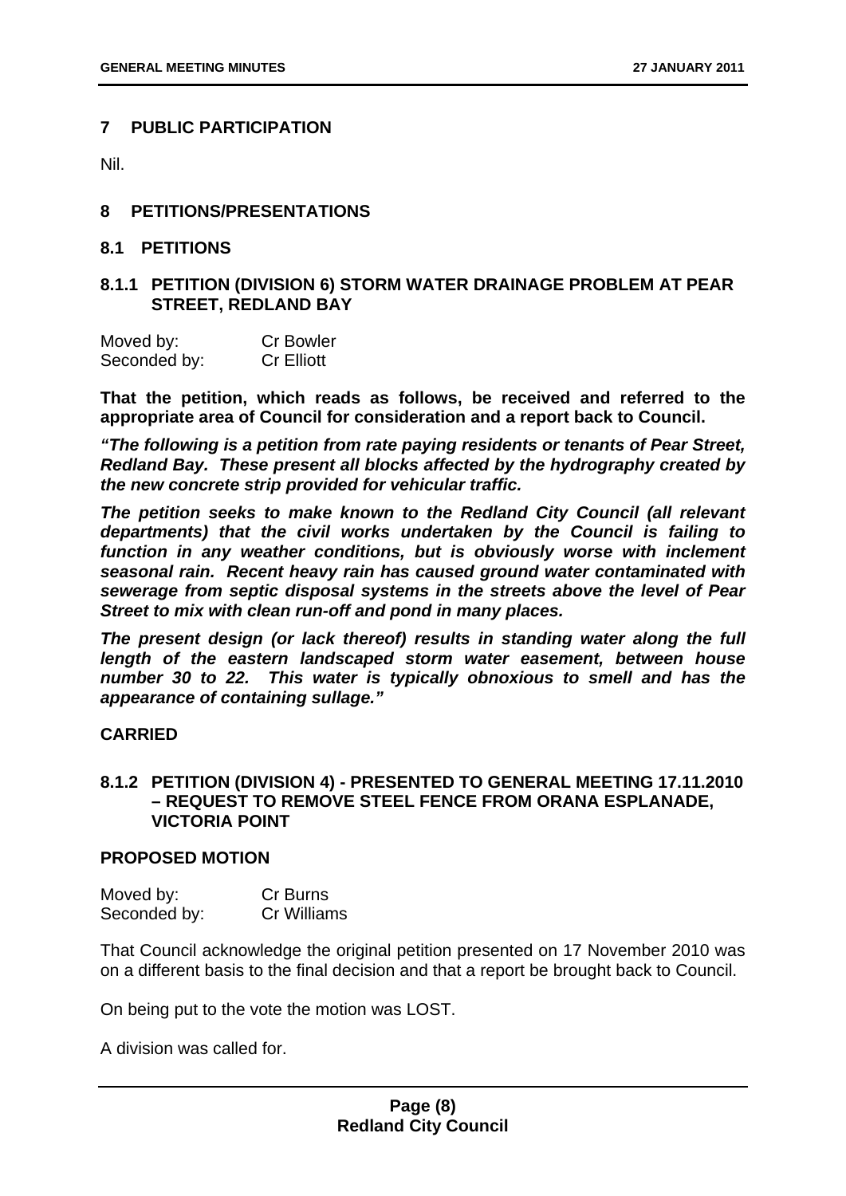## 7 PUBLIC PARTICIPATION

Nil.

## 8 PETITIONS/PRESENTATIONS

### 8.1 PETITIONS

#### 8.1.1 PETITION (DIVISION 6) STORM WATER DRAINAGE PROBLEM AT PEAR STREET, REDLAND BAY

Moved by: Cr Bowler
Seconded by: Cr Elliott

**That the petition, which reads as follows, be received and referred to the appropriate area of Council for consideration and a report back to Council.**

***"The following is a petition from rate paying residents or tenants of Pear Street, Redland Bay. These present all blocks affected by the hydrography created by the new concrete strip provided for vehicular traffic.***

***The petition seeks to make known to the Redland City Council (all relevant departments) that the civil works undertaken by the Council is failing to function in any weather conditions, but is obviously worse with inclement seasonal rain. Recent heavy rain has caused ground water contaminated with sewerage from septic disposal systems in the streets above the level of Pear Street to mix with clean run-off and pond in many places.***

***The present design (or lack thereof) results in standing water along the full length of the eastern landscaped storm water easement, between house number 30 to 22. This water is typically obnoxious to smell and has the appearance of containing sullage."***

**CARRIED**

#### 8.1.2 PETITION (DIVISION 4) - PRESENTED TO GENERAL MEETING 17.11.2010 – REQUEST TO REMOVE STEEL FENCE FROM ORANA ESPLANADE, VICTORIA POINT

**PROPOSED MOTION**

Moved by: Cr Burns
Seconded by: Cr Williams

That Council acknowledge the original petition presented on 17 November 2010 was on a different basis to the final decision and that a report be brought back to Council.

On being put to the vote the motion was LOST.

A division was called for.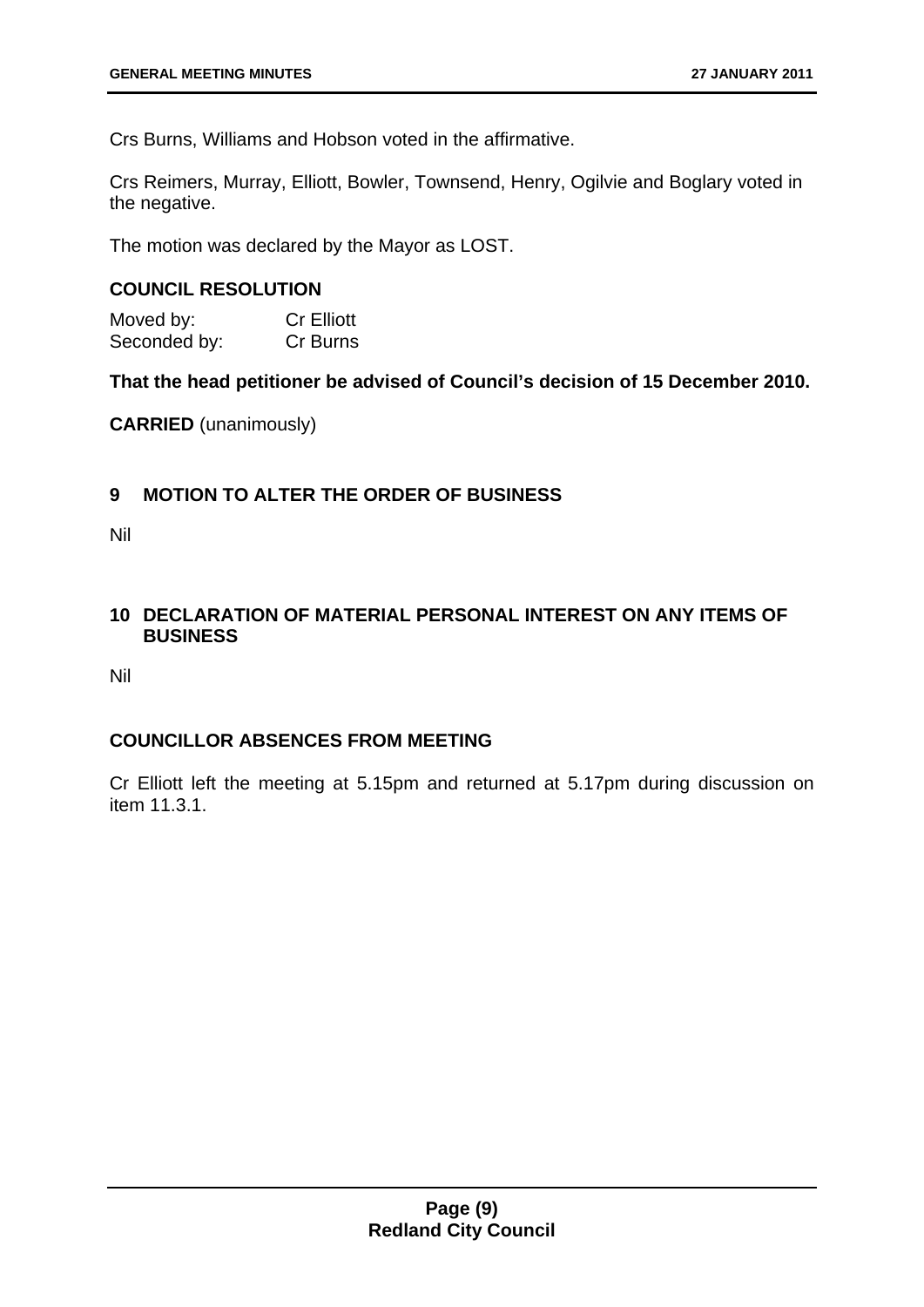Crs Burns, Williams and Hobson voted in the affirmative.

Crs Reimers, Murray, Elliott, Bowler, Townsend, Henry, Ogilvie and Boglary voted in the negative.

The motion was declared by the Mayor as LOST.

### COUNCIL RESOLUTION

| | |
|---|---|
| Moved by: | Cr Elliott |
| Seconded by: | Cr Burns |

**That the head petitioner be advised of Council's decision of 15 December 2010.**

**CARRIED** (unanimously)

## 9 MOTION TO ALTER THE ORDER OF BUSINESS

Nil

## 10 DECLARATION OF MATERIAL PERSONAL INTEREST ON ANY ITEMS OF BUSINESS

Nil

## COUNCILLOR ABSENCES FROM MEETING

Cr Elliott left the meeting at 5.15pm and returned at 5.17pm during discussion on item 11.3.1.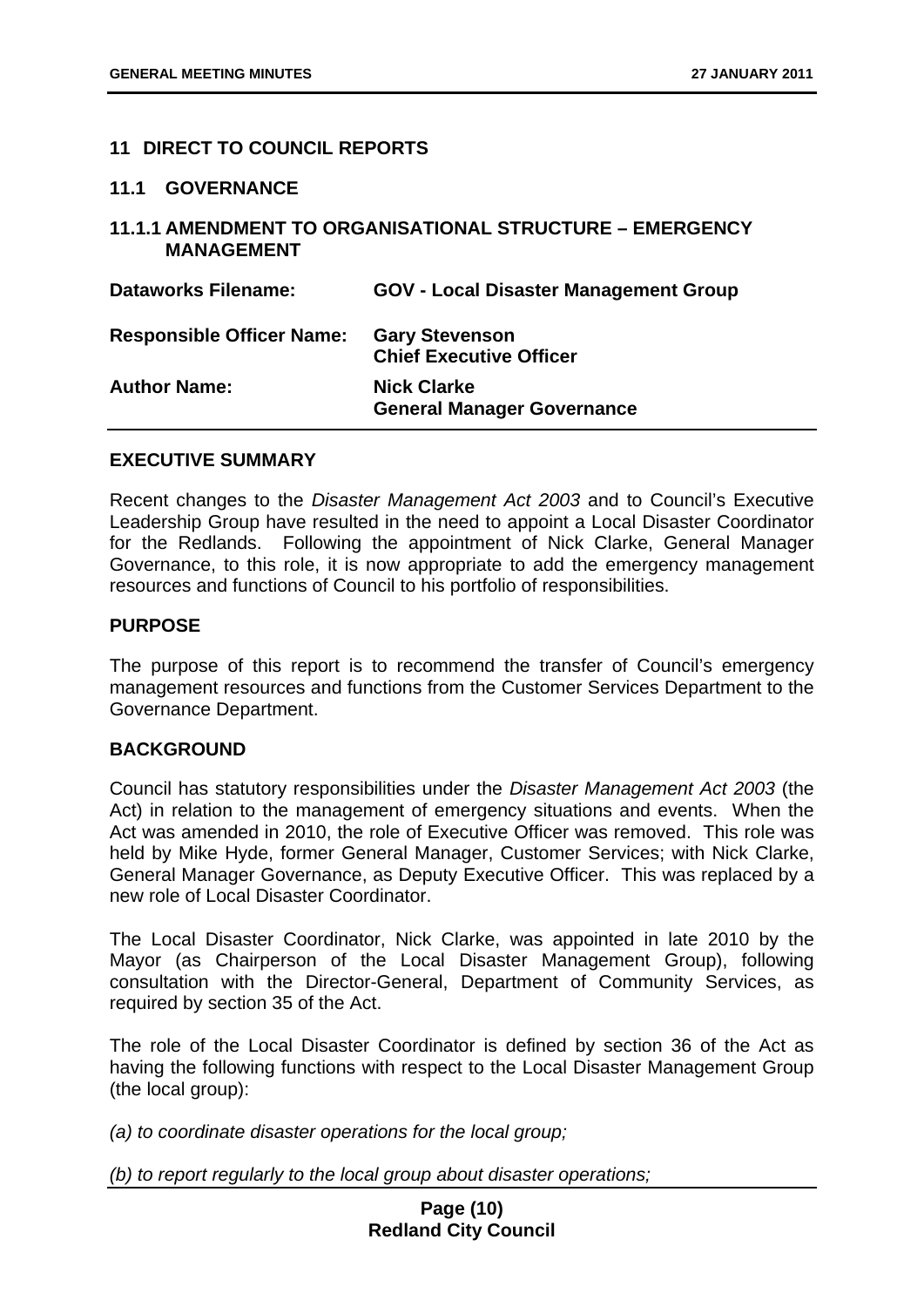## 11 DIRECT TO COUNCIL REPORTS

### 11.1 GOVERNANCE

### 11.1.1 AMENDMENT TO ORGANISATIONAL STRUCTURE – EMERGENCY MANAGEMENT

| | |
|---|---|
| **Dataworks Filename:** | **GOV - Local Disaster Management Group** |
| **Responsible Officer Name:** | **Gary Stevenson**<br>**Chief Executive Officer** |
| **Author Name:** | **Nick Clarke**<br>**General Manager Governance** |

**EXECUTIVE SUMMARY**

Recent changes to the *Disaster Management Act 2003* and to Council's Executive Leadership Group have resulted in the need to appoint a Local Disaster Coordinator for the Redlands. Following the appointment of Nick Clarke, General Manager Governance, to this role, it is now appropriate to add the emergency management resources and functions of Council to his portfolio of responsibilities.

**PURPOSE**

The purpose of this report is to recommend the transfer of Council's emergency management resources and functions from the Customer Services Department to the Governance Department.

**BACKGROUND**

Council has statutory responsibilities under the *Disaster Management Act 2003* (the Act) in relation to the management of emergency situations and events. When the Act was amended in 2010, the role of Executive Officer was removed. This role was held by Mike Hyde, former General Manager, Customer Services; with Nick Clarke, General Manager Governance, as Deputy Executive Officer. This was replaced by a new role of Local Disaster Coordinator.

The Local Disaster Coordinator, Nick Clarke, was appointed in late 2010 by the Mayor (as Chairperson of the Local Disaster Management Group), following consultation with the Director-General, Department of Community Services, as required by section 35 of the Act.

The role of the Local Disaster Coordinator is defined by section 36 of the Act as having the following functions with respect to the Local Disaster Management Group (the local group):

*(a) to coordinate disaster operations for the local group;*

*(b) to report regularly to the local group about disaster operations;*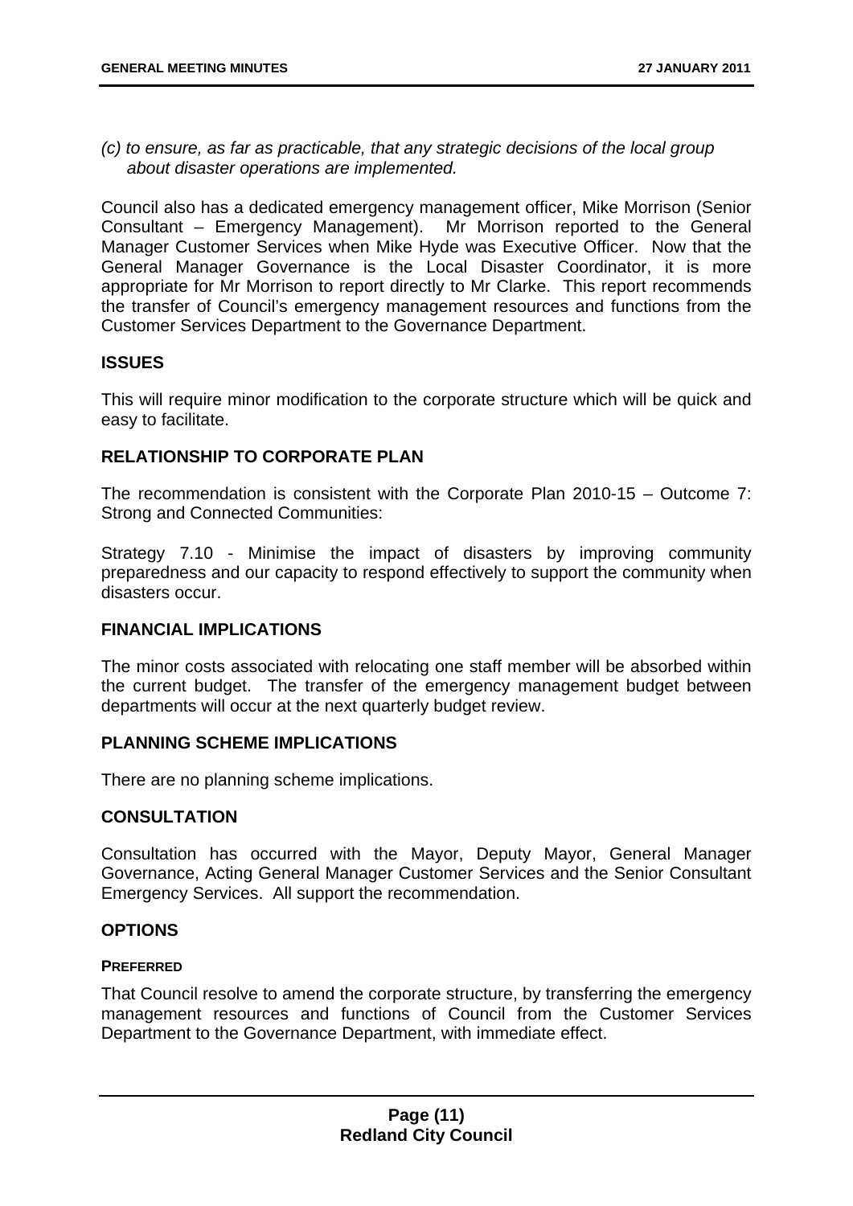*(c) to ensure, as far as practicable, that any strategic decisions of the local group about disaster operations are implemented.*

Council also has a dedicated emergency management officer, Mike Morrison (Senior Consultant – Emergency Management). Mr Morrison reported to the General Manager Customer Services when Mike Hyde was Executive Officer. Now that the General Manager Governance is the Local Disaster Coordinator, it is more appropriate for Mr Morrison to report directly to Mr Clarke. This report recommends the transfer of Council's emergency management resources and functions from the Customer Services Department to the Governance Department.

## ISSUES

This will require minor modification to the corporate structure which will be quick and easy to facilitate.

## RELATIONSHIP TO CORPORATE PLAN

The recommendation is consistent with the Corporate Plan 2010-15 – Outcome 7: Strong and Connected Communities:

Strategy 7.10 - Minimise the impact of disasters by improving community preparedness and our capacity to respond effectively to support the community when disasters occur.

## FINANCIAL IMPLICATIONS

The minor costs associated with relocating one staff member will be absorbed within the current budget. The transfer of the emergency management budget between departments will occur at the next quarterly budget review.

## PLANNING SCHEME IMPLICATIONS

There are no planning scheme implications.

## CONSULTATION

Consultation has occurred with the Mayor, Deputy Mayor, General Manager Governance, Acting General Manager Customer Services and the Senior Consultant Emergency Services. All support the recommendation.

## OPTIONS

### PREFERRED

That Council resolve to amend the corporate structure, by transferring the emergency management resources and functions of Council from the Customer Services Department to the Governance Department, with immediate effect.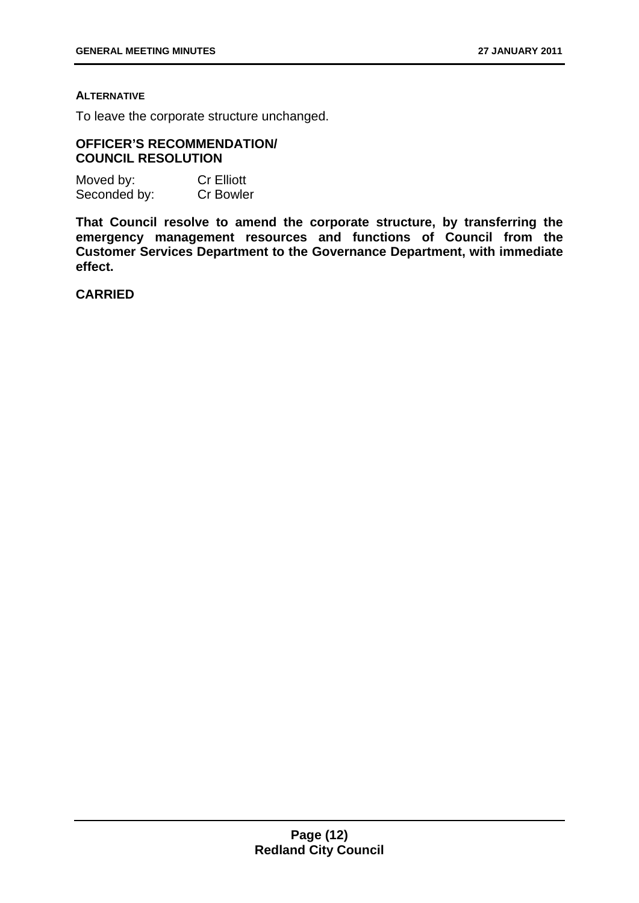**ALTERNATIVE**

To leave the corporate structure unchanged.

**OFFICER'S RECOMMENDATION/ COUNCIL RESOLUTION**

Moved by: Cr Elliott
Seconded by: Cr Bowler

**That Council resolve to amend the corporate structure, by transferring the emergency management resources and functions of Council from the Customer Services Department to the Governance Department, with immediate effect.**

**CARRIED**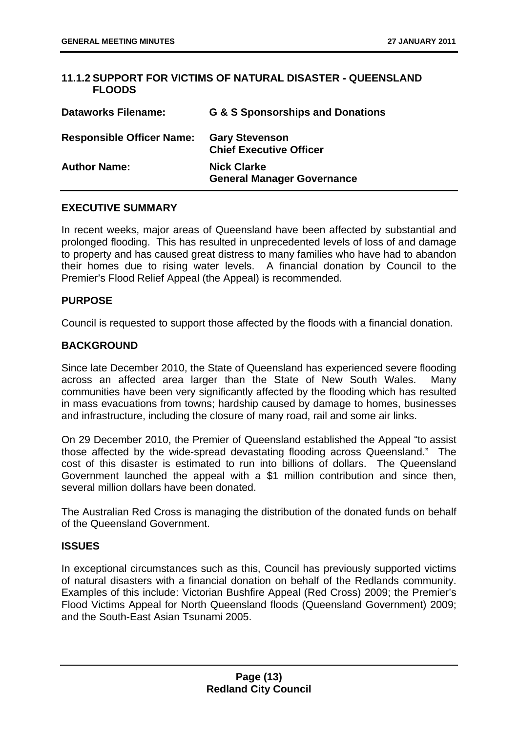## 11.1.2 SUPPORT FOR VICTIMS OF NATURAL DISASTER - QUEENSLAND FLOODS

| | |
|---|---|
| **Dataworks Filename:** | **G & S Sponsorships and Donations** |
| **Responsible Officer Name:** | **Gary Stevenson**<br>**Chief Executive Officer** |
| **Author Name:** | **Nick Clarke**<br>**General Manager Governance** |

### EXECUTIVE SUMMARY

In recent weeks, major areas of Queensland have been affected by substantial and prolonged flooding. This has resulted in unprecedented levels of loss of and damage to property and has caused great distress to many families who have had to abandon their homes due to rising water levels. A financial donation by Council to the Premier's Flood Relief Appeal (the Appeal) is recommended.

### PURPOSE

Council is requested to support those affected by the floods with a financial donation.

### BACKGROUND

Since late December 2010, the State of Queensland has experienced severe flooding across an affected area larger than the State of New South Wales. Many communities have been very significantly affected by the flooding which has resulted in mass evacuations from towns; hardship caused by damage to homes, businesses and infrastructure, including the closure of many road, rail and some air links.

On 29 December 2010, the Premier of Queensland established the Appeal "to assist those affected by the wide-spread devastating flooding across Queensland." The cost of this disaster is estimated to run into billions of dollars. The Queensland Government launched the appeal with a $1 million contribution and since then, several million dollars have been donated.

The Australian Red Cross is managing the distribution of the donated funds on behalf of the Queensland Government.

### ISSUES

In exceptional circumstances such as this, Council has previously supported victims of natural disasters with a financial donation on behalf of the Redlands community. Examples of this include: Victorian Bushfire Appeal (Red Cross) 2009; the Premier's Flood Victims Appeal for North Queensland floods (Queensland Government) 2009; and the South-East Asian Tsunami 2005.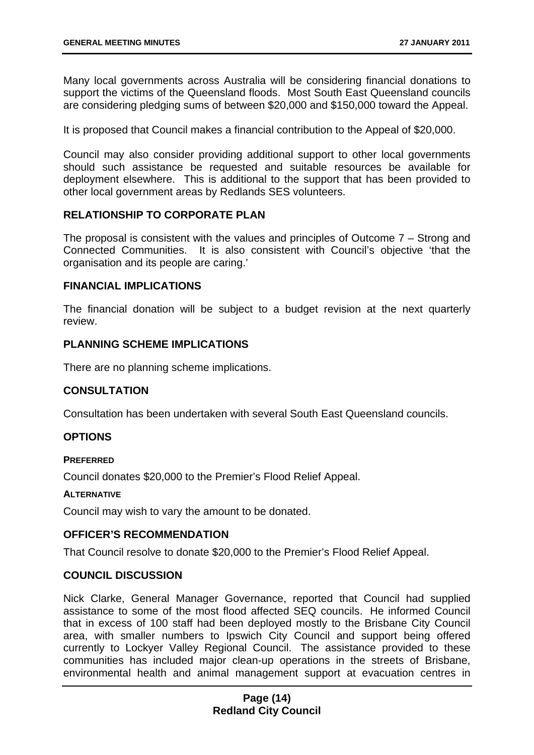Many local governments across Australia will be considering financial donations to support the victims of the Queensland floods. Most South East Queensland councils are considering pledging sums of between $20,000 and $150,000 toward the Appeal.

It is proposed that Council makes a financial contribution to the Appeal of $20,000.

Council may also consider providing additional support to other local governments should such assistance be requested and suitable resources be available for deployment elsewhere. This is additional to the support that has been provided to other local government areas by Redlands SES volunteers.

## RELATIONSHIP TO CORPORATE PLAN

The proposal is consistent with the values and principles of Outcome 7 – Strong and Connected Communities. It is also consistent with Council's objective 'that the organisation and its people are caring.'

## FINANCIAL IMPLICATIONS

The financial donation will be subject to a budget revision at the next quarterly review.

## PLANNING SCHEME IMPLICATIONS

There are no planning scheme implications.

## CONSULTATION

Consultation has been undertaken with several South East Queensland councils.

## OPTIONS

### PREFERRED

Council donates $20,000 to the Premier's Flood Relief Appeal.

### ALTERNATIVE

Council may wish to vary the amount to be donated.

## OFFICER'S RECOMMENDATION

That Council resolve to donate $20,000 to the Premier's Flood Relief Appeal.

## COUNCIL DISCUSSION

Nick Clarke, General Manager Governance, reported that Council had supplied assistance to some of the most flood affected SEQ councils. He informed Council that in excess of 100 staff had been deployed mostly to the Brisbane City Council area, with smaller numbers to Ipswich City Council and support being offered currently to Lockyer Valley Regional Council. The assistance provided to these communities has included major clean-up operations in the streets of Brisbane, environmental health and animal management support at evacuation centres in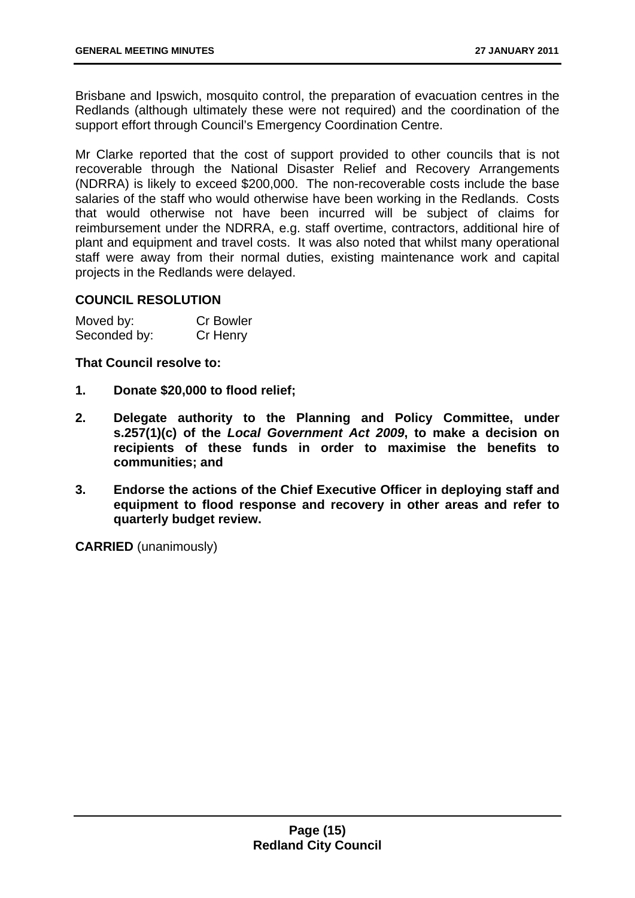Brisbane and Ipswich, mosquito control, the preparation of evacuation centres in the Redlands (although ultimately these were not required) and the coordination of the support effort through Council's Emergency Coordination Centre.

Mr Clarke reported that the cost of support provided to other councils that is not recoverable through the National Disaster Relief and Recovery Arrangements (NDRRA) is likely to exceed $200,000. The non-recoverable costs include the base salaries of the staff who would otherwise have been working in the Redlands. Costs that would otherwise not have been incurred will be subject of claims for reimbursement under the NDRRA, e.g. staff overtime, contractors, additional hire of plant and equipment and travel costs. It was also noted that whilst many operational staff were away from their normal duties, existing maintenance work and capital projects in the Redlands were delayed.

**COUNCIL RESOLUTION**

| | |
|---|---|
| Moved by: | Cr Bowler |
| Seconded by: | Cr Henry |

**That Council resolve to:**

1. **Donate $20,000 to flood relief;**
2. **Delegate authority to the Planning and Policy Committee, under s.257(1)(c) of the *Local Government Act 2009*, to make a decision on recipients of these funds in order to maximise the benefits to communities; and**
3. **Endorse the actions of the Chief Executive Officer in deploying staff and equipment to flood response and recovery in other areas and refer to quarterly budget review.**

**CARRIED** (unanimously)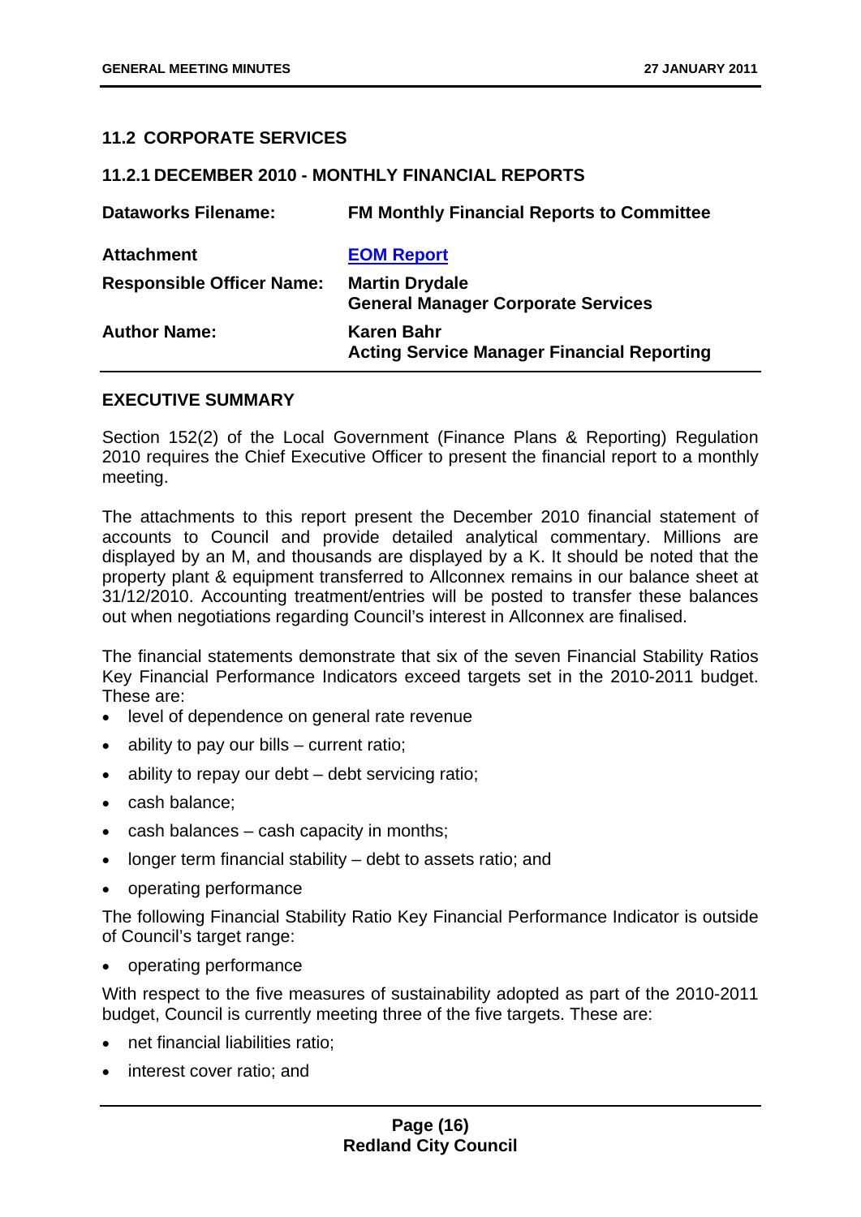## 11.2 CORPORATE SERVICES

### 11.2.1 DECEMBER 2010 - MONTHLY FINANCIAL REPORTS

| | |
|---|---|
| **Dataworks Filename:** | **FM Monthly Financial Reports to Committee** |
| **Attachment** | **EOM Report** |
| **Responsible Officer Name:** | **Martin Drydale**<br>**General Manager Corporate Services** |
| **Author Name:** | **Karen Bahr**<br>**Acting Service Manager Financial Reporting** |

### EXECUTIVE SUMMARY

Section 152(2) of the Local Government (Finance Plans & Reporting) Regulation 2010 requires the Chief Executive Officer to present the financial report to a monthly meeting.

The attachments to this report present the December 2010 financial statement of accounts to Council and provide detailed analytical commentary. Millions are displayed by an M, and thousands are displayed by a K. It should be noted that the property plant & equipment transferred to Allconnex remains in our balance sheet at 31/12/2010. Accounting treatment/entries will be posted to transfer these balances out when negotiations regarding Council's interest in Allconnex are finalised.

The financial statements demonstrate that six of the seven Financial Stability Ratios Key Financial Performance Indicators exceed targets set in the 2010-2011 budget. These are:

- level of dependence on general rate revenue
- ability to pay our bills – current ratio;
- ability to repay our debt – debt servicing ratio;
- cash balance;
- cash balances – cash capacity in months;
- longer term financial stability – debt to assets ratio; and
- operating performance

The following Financial Stability Ratio Key Financial Performance Indicator is outside of Council's target range:

- operating performance

With respect to the five measures of sustainability adopted as part of the 2010-2011 budget, Council is currently meeting three of the five targets. These are:

- net financial liabilities ratio;
- interest cover ratio; and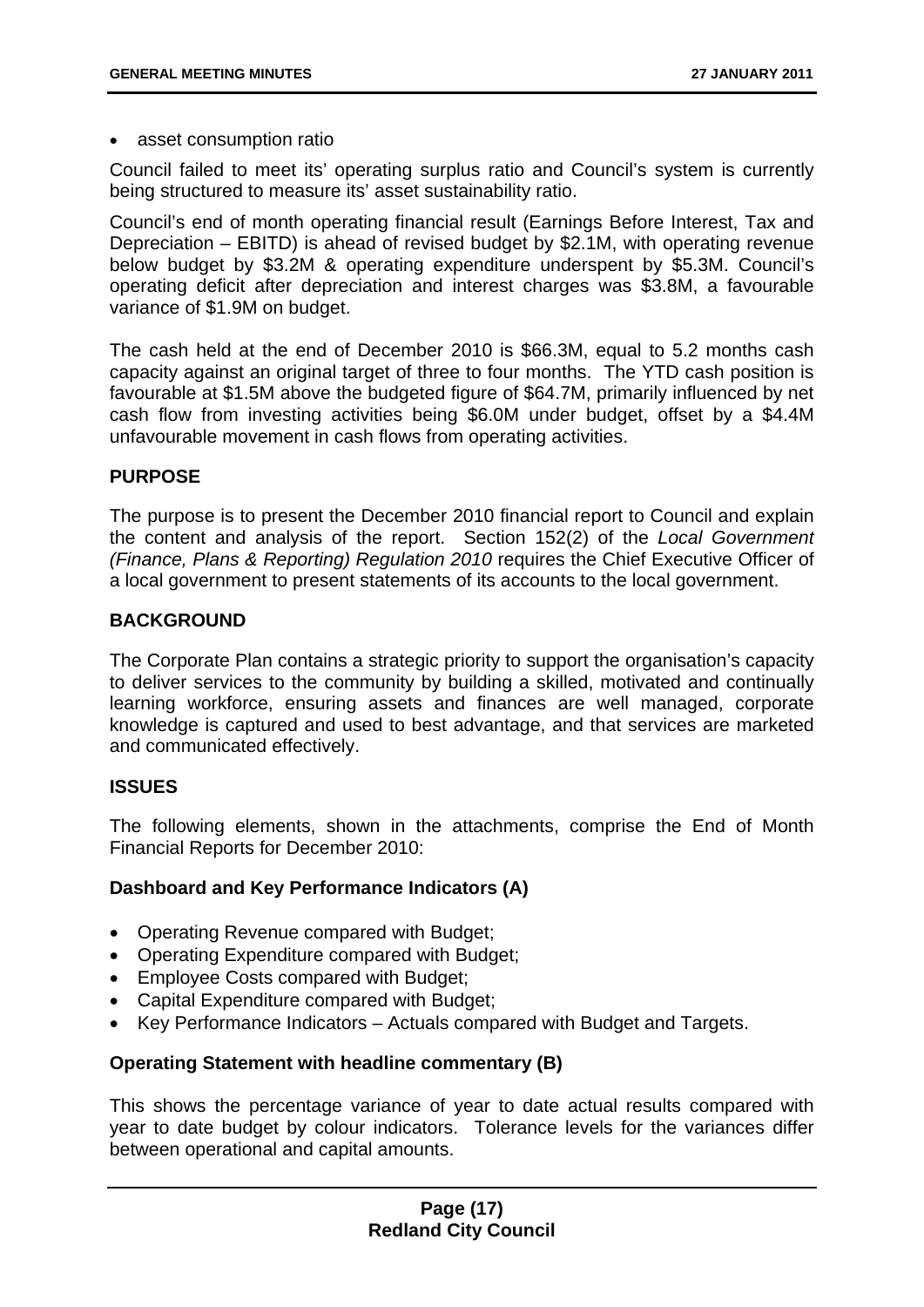- asset consumption ratio

Council failed to meet its' operating surplus ratio and Council's system is currently being structured to measure its' asset sustainability ratio.

Council's end of month operating financial result (Earnings Before Interest, Tax and Depreciation – EBITD) is ahead of revised budget by $2.1M, with operating revenue below budget by $3.2M & operating expenditure underspent by $5.3M. Council's operating deficit after depreciation and interest charges was $3.8M, a favourable variance of $1.9M on budget.

The cash held at the end of December 2010 is $66.3M, equal to 5.2 months cash capacity against an original target of three to four months. The YTD cash position is favourable at $1.5M above the budgeted figure of $64.7M, primarily influenced by net cash flow from investing activities being $6.0M under budget, offset by a $4.4M unfavourable movement in cash flows from operating activities.

## PURPOSE

The purpose is to present the December 2010 financial report to Council and explain the content and analysis of the report. Section 152(2) of the *Local Government (Finance, Plans & Reporting) Regulation 2010* requires the Chief Executive Officer of a local government to present statements of its accounts to the local government.

## BACKGROUND

The Corporate Plan contains a strategic priority to support the organisation's capacity to deliver services to the community by building a skilled, motivated and continually learning workforce, ensuring assets and finances are well managed, corporate knowledge is captured and used to best advantage, and that services are marketed and communicated effectively.

## ISSUES

The following elements, shown in the attachments, comprise the End of Month Financial Reports for December 2010:

### Dashboard and Key Performance Indicators (A)

- Operating Revenue compared with Budget;
- Operating Expenditure compared with Budget;
- Employee Costs compared with Budget;
- Capital Expenditure compared with Budget;
- Key Performance Indicators – Actuals compared with Budget and Targets.

### Operating Statement with headline commentary (B)

This shows the percentage variance of year to date actual results compared with year to date budget by colour indicators. Tolerance levels for the variances differ between operational and capital amounts.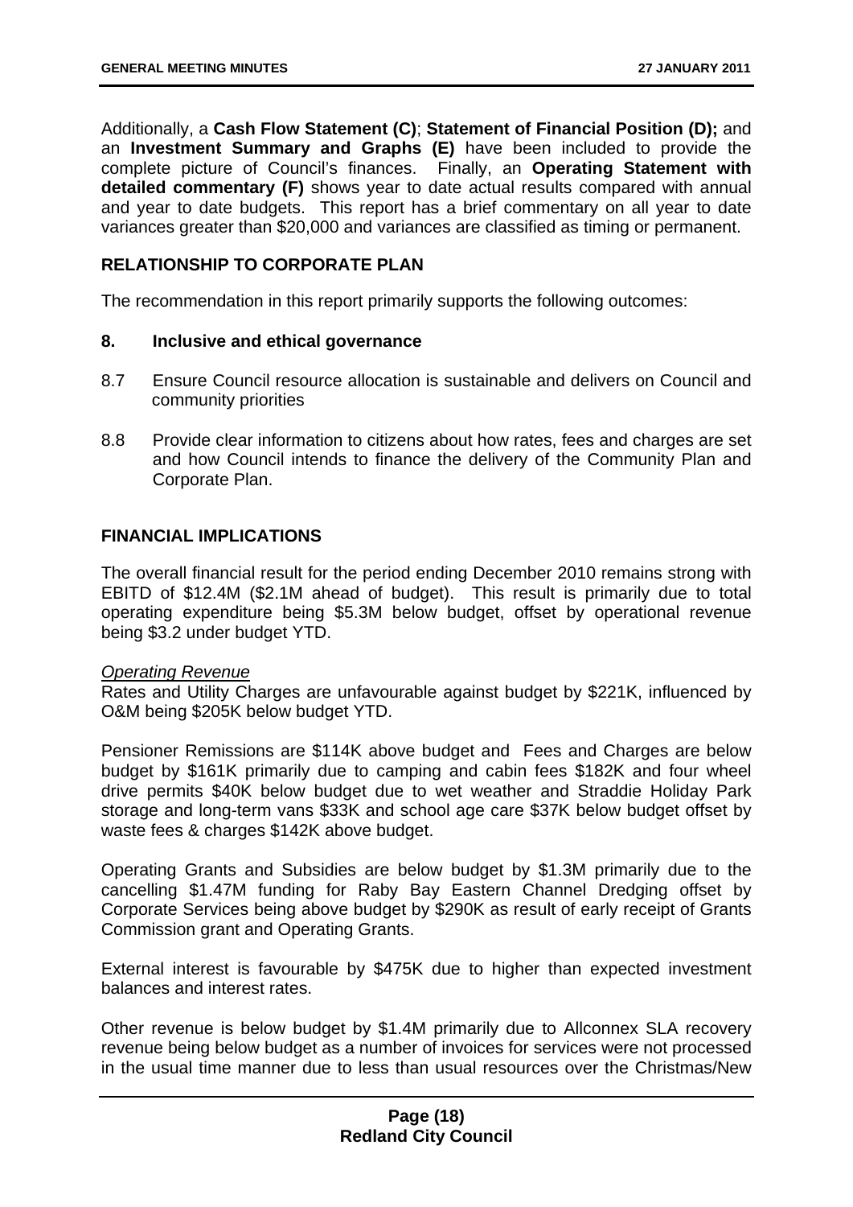Additionally, a **Cash Flow Statement (C)**; **Statement of Financial Position (D);** and an **Investment Summary and Graphs (E)** have been included to provide the complete picture of Council's finances. Finally, an **Operating Statement with detailed commentary (F)** shows year to date actual results compared with annual and year to date budgets. This report has a brief commentary on all year to date variances greater than $20,000 and variances are classified as timing or permanent.

## RELATIONSHIP TO CORPORATE PLAN

The recommendation in this report primarily supports the following outcomes:

### 8. Inclusive and ethical governance

8.7 Ensure Council resource allocation is sustainable and delivers on Council and community priorities

8.8 Provide clear information to citizens about how rates, fees and charges are set and how Council intends to finance the delivery of the Community Plan and Corporate Plan.

## FINANCIAL IMPLICATIONS

The overall financial result for the period ending December 2010 remains strong with EBITD of $12.4M ($2.1M ahead of budget). This result is primarily due to total operating expenditure being $5.3M below budget, offset by operational revenue being $3.2 under budget YTD.

*Operating Revenue*

Rates and Utility Charges are unfavourable against budget by $221K, influenced by O&M being $205K below budget YTD.

Pensioner Remissions are $114K above budget and Fees and Charges are below budget by $161K primarily due to camping and cabin fees $182K and four wheel drive permits $40K below budget due to wet weather and Straddie Holiday Park storage and long-term vans $33K and school age care $37K below budget offset by waste fees & charges $142K above budget.

Operating Grants and Subsidies are below budget by $1.3M primarily due to the cancelling $1.47M funding for Raby Bay Eastern Channel Dredging offset by Corporate Services being above budget by $290K as result of early receipt of Grants Commission grant and Operating Grants.

External interest is favourable by $475K due to higher than expected investment balances and interest rates.

Other revenue is below budget by $1.4M primarily due to Allconnex SLA recovery revenue being below budget as a number of invoices for services were not processed in the usual time manner due to less than usual resources over the Christmas/New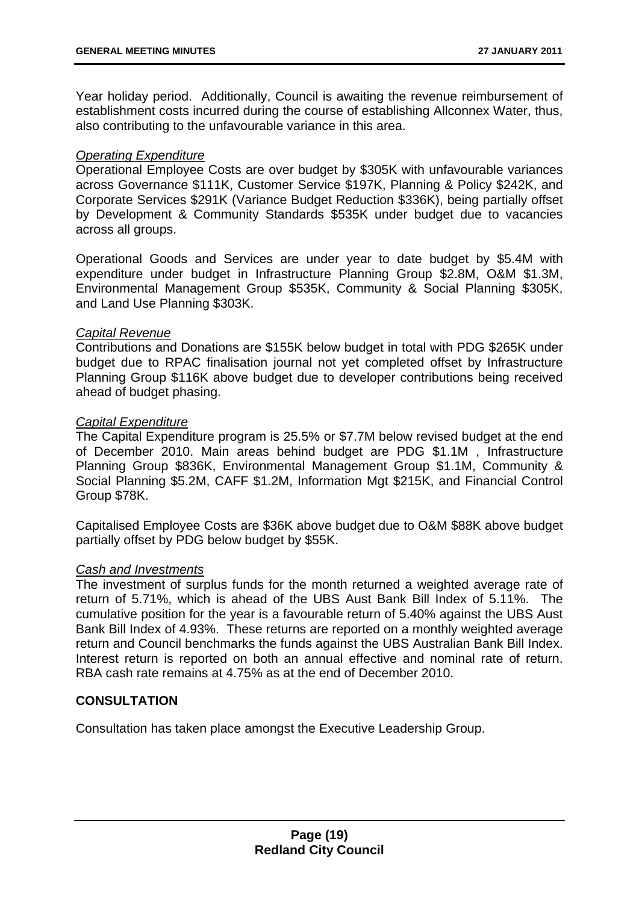Year holiday period. Additionally, Council is awaiting the revenue reimbursement of establishment costs incurred during the course of establishing Allconnex Water, thus, also contributing to the unfavourable variance in this area.

*Operating Expenditure*

Operational Employee Costs are over budget by $305K with unfavourable variances across Governance $111K, Customer Service $197K, Planning & Policy $242K, and Corporate Services $291K (Variance Budget Reduction $336K), being partially offset by Development & Community Standards $535K under budget due to vacancies across all groups.

Operational Goods and Services are under year to date budget by $5.4M with expenditure under budget in Infrastructure Planning Group $2.8M, O&M $1.3M, Environmental Management Group $535K, Community & Social Planning $305K, and Land Use Planning $303K.

*Capital Revenue*

Contributions and Donations are $155K below budget in total with PDG $265K under budget due to RPAC finalisation journal not yet completed offset by Infrastructure Planning Group $116K above budget due to developer contributions being received ahead of budget phasing.

*Capital Expenditure*

The Capital Expenditure program is 25.5% or $7.7M below revised budget at the end of December 2010. Main areas behind budget are PDG $1.1M , Infrastructure Planning Group $836K, Environmental Management Group $1.1M, Community & Social Planning $5.2M, CAFF $1.2M, Information Mgt $215K, and Financial Control Group $78K.

Capitalised Employee Costs are $36K above budget due to O&M $88K above budget partially offset by PDG below budget by $55K.

*Cash and Investments*

The investment of surplus funds for the month returned a weighted average rate of return of 5.71%, which is ahead of the UBS Aust Bank Bill Index of 5.11%. The cumulative position for the year is a favourable return of 5.40% against the UBS Aust Bank Bill Index of 4.93%. These returns are reported on a monthly weighted average return and Council benchmarks the funds against the UBS Australian Bank Bill Index. Interest return is reported on both an annual effective and nominal rate of return. RBA cash rate remains at 4.75% as at the end of December 2010.

**CONSULTATION**

Consultation has taken place amongst the Executive Leadership Group.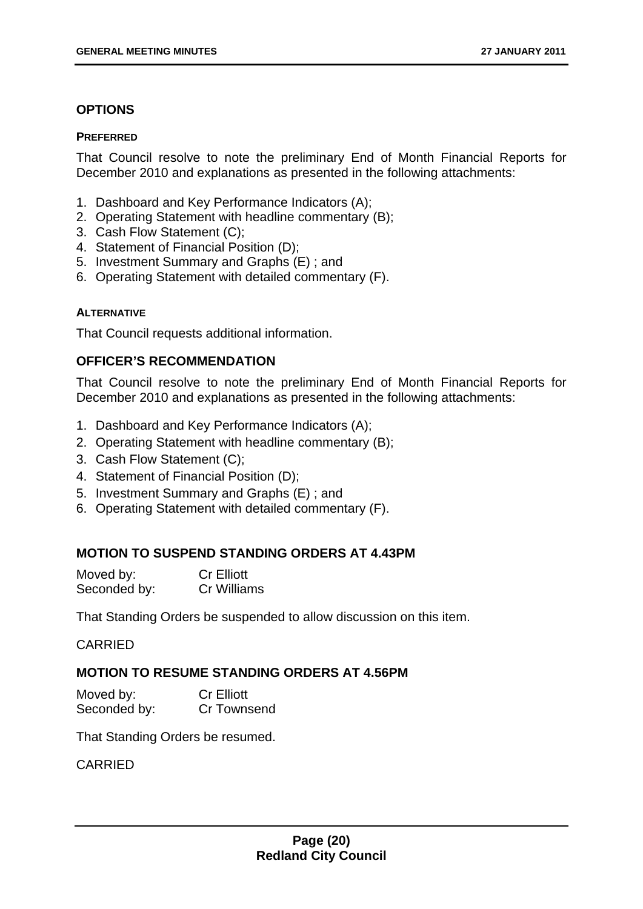## OPTIONS

#### PREFERRED

That Council resolve to note the preliminary End of Month Financial Reports for December 2010 and explanations as presented in the following attachments:

1. Dashboard and Key Performance Indicators (A);
2. Operating Statement with headline commentary (B);
3. Cash Flow Statement (C);
4. Statement of Financial Position (D);
5. Investment Summary and Graphs (E) ; and
6. Operating Statement with detailed commentary (F).

#### ALTERNATIVE

That Council requests additional information.

## OFFICER'S RECOMMENDATION

That Council resolve to note the preliminary End of Month Financial Reports for December 2010 and explanations as presented in the following attachments:

1. Dashboard and Key Performance Indicators (A);
2. Operating Statement with headline commentary (B);
3. Cash Flow Statement (C);
4. Statement of Financial Position (D);
5. Investment Summary and Graphs (E) ; and
6. Operating Statement with detailed commentary (F).

## MOTION TO SUSPEND STANDING ORDERS AT 4.43PM

Moved by: Cr Elliott
Seconded by: Cr Williams

That Standing Orders be suspended to allow discussion on this item.

CARRIED

## MOTION TO RESUME STANDING ORDERS AT 4.56PM

Moved by: Cr Elliott
Seconded by: Cr Townsend

That Standing Orders be resumed.

CARRIED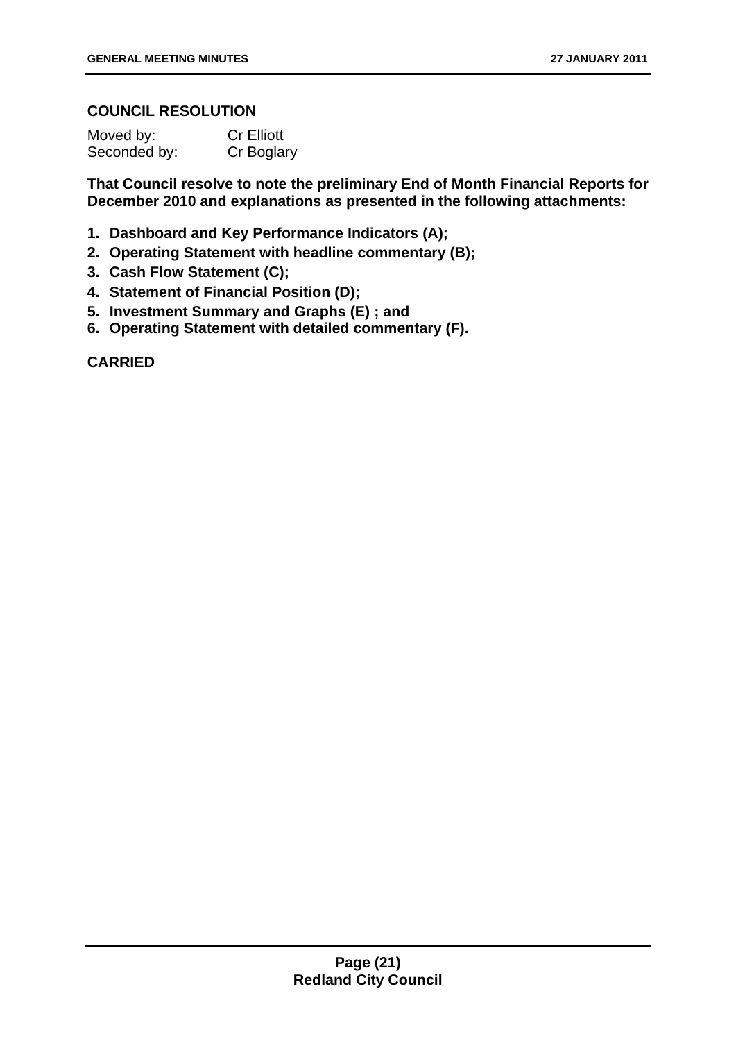**COUNCIL RESOLUTION**

Moved by: Cr Elliott
Seconded by: Cr Boglary

**That Council resolve to note the preliminary End of Month Financial Reports for December 2010 and explanations as presented in the following attachments:**

1. **Dashboard and Key Performance Indicators (A);**
2. **Operating Statement with headline commentary (B);**
3. **Cash Flow Statement (C);**
4. **Statement of Financial Position (D);**
5. **Investment Summary and Graphs (E) ; and**
6. **Operating Statement with detailed commentary (F).**

**CARRIED**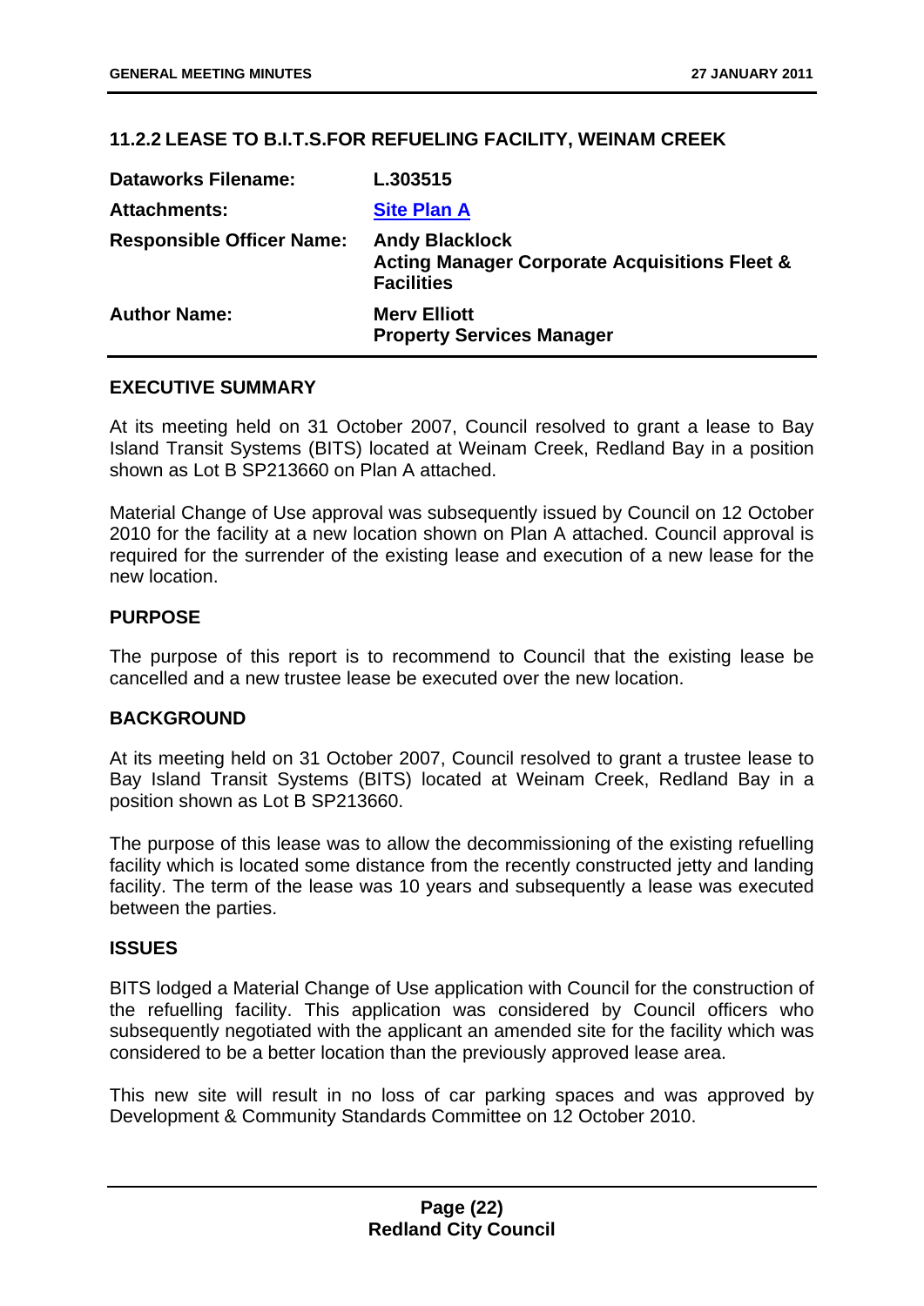## 11.2.2 LEASE TO B.I.T.S.FOR REFUELING FACILITY, WEINAM CREEK

| | |
|---|---|
| **Dataworks Filename:** | **L.303515** |
| **Attachments:** | **Site Plan A** |
| **Responsible Officer Name:** | **Andy Blacklock**<br>**Acting Manager Corporate Acquisitions Fleet & Facilities** |
| **Author Name:** | **Merv Elliott**<br>**Property Services Manager** |

### EXECUTIVE SUMMARY

At its meeting held on 31 October 2007, Council resolved to grant a lease to Bay Island Transit Systems (BITS) located at Weinam Creek, Redland Bay in a position shown as Lot B SP213660 on Plan A attached.

Material Change of Use approval was subsequently issued by Council on 12 October 2010 for the facility at a new location shown on Plan A attached. Council approval is required for the surrender of the existing lease and execution of a new lease for the new location.

### PURPOSE

The purpose of this report is to recommend to Council that the existing lease be cancelled and a new trustee lease be executed over the new location.

### BACKGROUND

At its meeting held on 31 October 2007, Council resolved to grant a trustee lease to Bay Island Transit Systems (BITS) located at Weinam Creek, Redland Bay in a position shown as Lot B SP213660.

The purpose of this lease was to allow the decommissioning of the existing refuelling facility which is located some distance from the recently constructed jetty and landing facility. The term of the lease was 10 years and subsequently a lease was executed between the parties.

### ISSUES

BITS lodged a Material Change of Use application with Council for the construction of the refuelling facility. This application was considered by Council officers who subsequently negotiated with the applicant an amended site for the facility which was considered to be a better location than the previously approved lease area.

This new site will result in no loss of car parking spaces and was approved by Development & Community Standards Committee on 12 October 2010.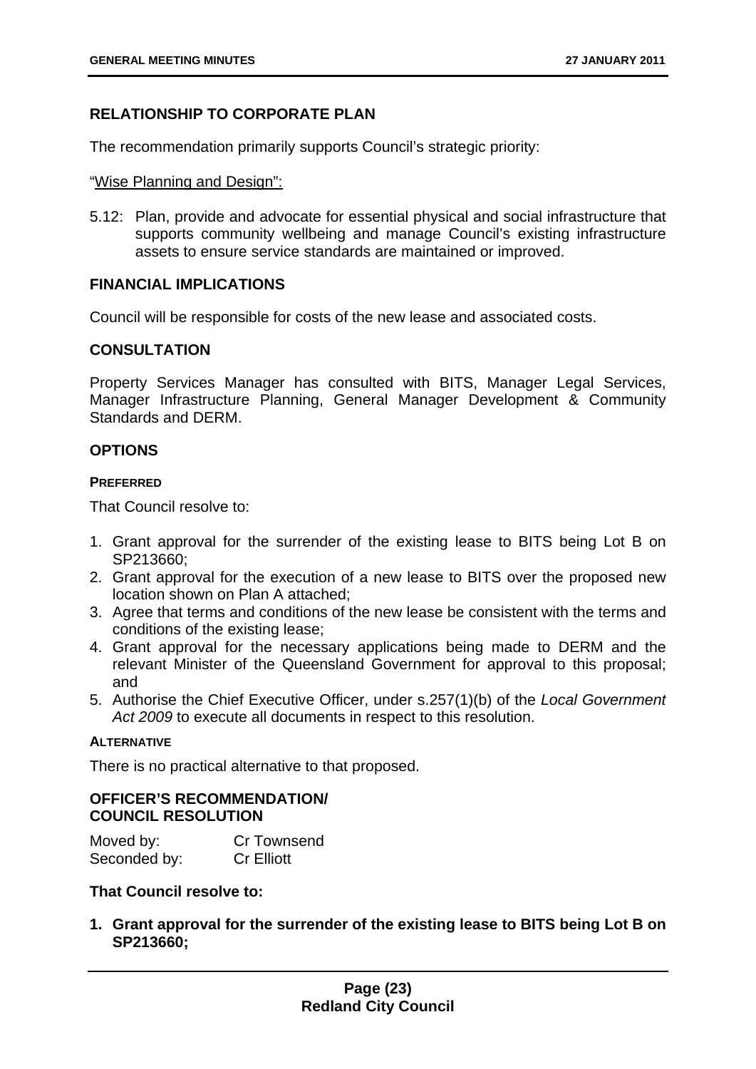## RELATIONSHIP TO CORPORATE PLAN

The recommendation primarily supports Council's strategic priority:

"Wise Planning and Design":

5.12: Plan, provide and advocate for essential physical and social infrastructure that supports community wellbeing and manage Council's existing infrastructure assets to ensure service standards are maintained or improved.

## FINANCIAL IMPLICATIONS

Council will be responsible for costs of the new lease and associated costs.

## CONSULTATION

Property Services Manager has consulted with BITS, Manager Legal Services, Manager Infrastructure Planning, General Manager Development & Community Standards and DERM.

## OPTIONS

### PREFERRED

That Council resolve to:

1. Grant approval for the surrender of the existing lease to BITS being Lot B on SP213660;
2. Grant approval for the execution of a new lease to BITS over the proposed new location shown on Plan A attached;
3. Agree that terms and conditions of the new lease be consistent with the terms and conditions of the existing lease;
4. Grant approval for the necessary applications being made to DERM and the relevant Minister of the Queensland Government for approval to this proposal; and
5. Authorise the Chief Executive Officer, under s.257(1)(b) of the *Local Government Act 2009* to execute all documents in respect to this resolution.

### ALTERNATIVE

There is no practical alternative to that proposed.

## OFFICER'S RECOMMENDATION/ COUNCIL RESOLUTION

Moved by: Cr Townsend
Seconded by: Cr Elliott

**That Council resolve to:**

1. **Grant approval for the surrender of the existing lease to BITS being Lot B on SP213660;**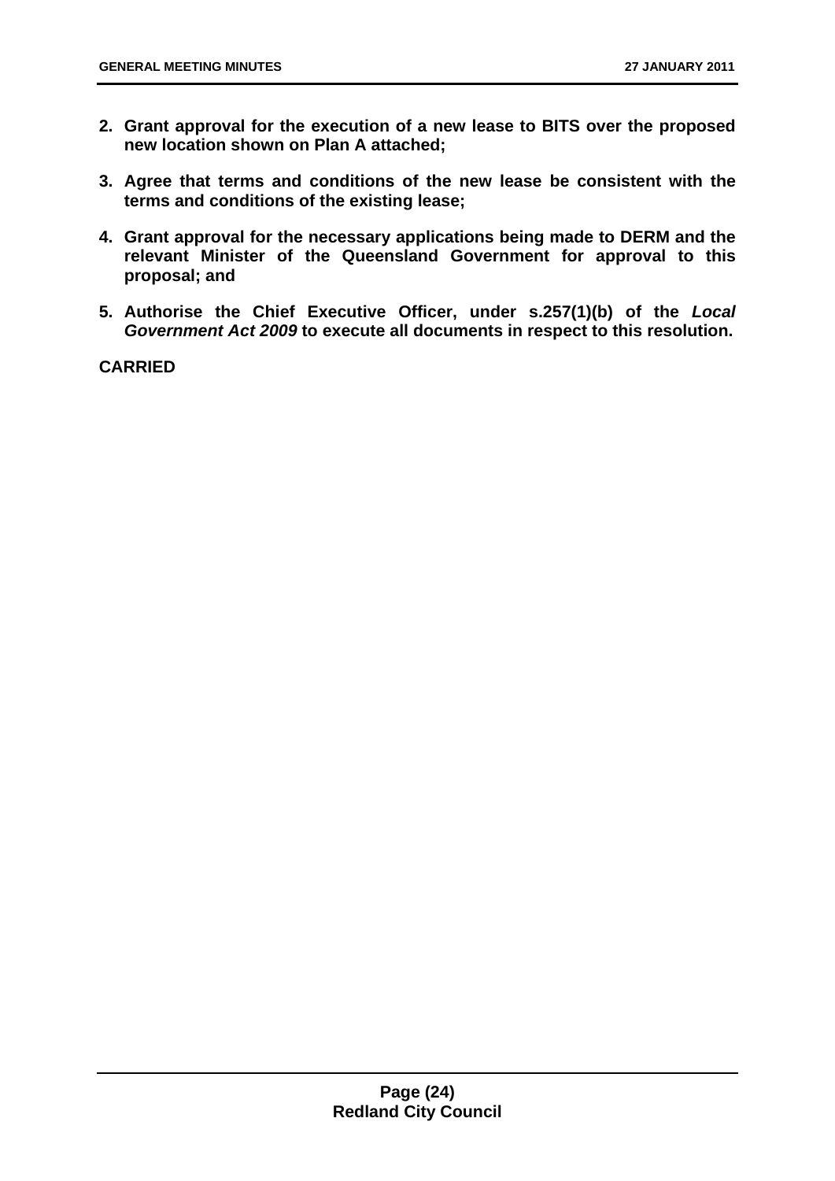2. **Grant approval for the execution of a new lease to BITS over the proposed new location shown on Plan A attached;**

3. **Agree that terms and conditions of the new lease be consistent with the terms and conditions of the existing lease;**

4. **Grant approval for the necessary applications being made to DERM and the relevant Minister of the Queensland Government for approval to this proposal; and**

5. **Authorise the Chief Executive Officer, under s.257(1)(b) of the *Local Government Act 2009* to execute all documents in respect to this resolution.**

**CARRIED**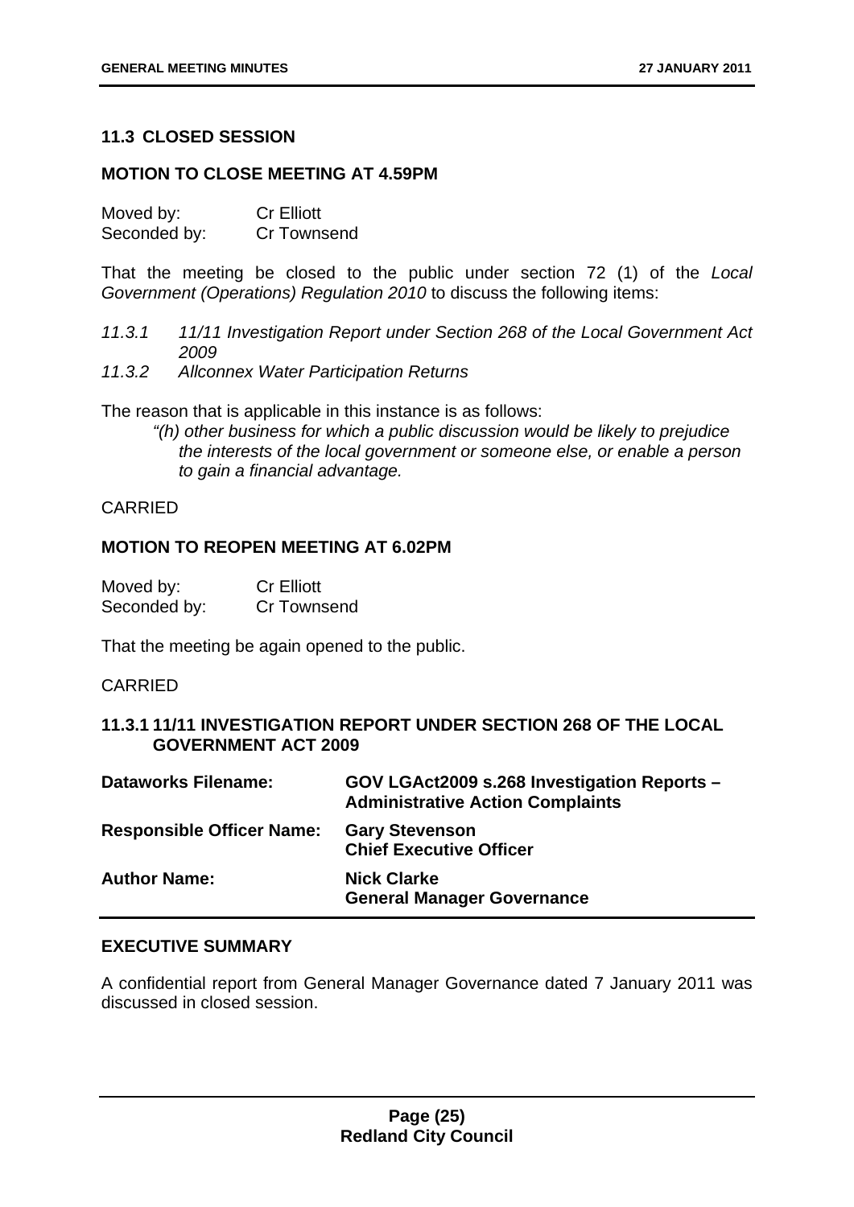## 11.3 CLOSED SESSION

### MOTION TO CLOSE MEETING AT 4.59PM

Moved by: Cr Elliott
Seconded by: Cr Townsend

That the meeting be closed to the public under section 72 (1) of the *Local Government (Operations) Regulation 2010* to discuss the following items:

*11.3.1 11/11 Investigation Report under Section 268 of the Local Government Act 2009*

*11.3.2 Allconnex Water Participation Returns*

The reason that is applicable in this instance is as follows:

*"(h) other business for which a public discussion would be likely to prejudice the interests of the local government or someone else, or enable a person to gain a financial advantage.*

CARRIED

### MOTION TO REOPEN MEETING AT 6.02PM

Moved by: Cr Elliott
Seconded by: Cr Townsend

That the meeting be again opened to the public.

CARRIED

### 11.3.1 11/11 INVESTIGATION REPORT UNDER SECTION 268 OF THE LOCAL GOVERNMENT ACT 2009

| | |
|---|---|
| **Dataworks Filename:** | **GOV LGAct2009 s.268 Investigation Reports – Administrative Action Complaints** |
| **Responsible Officer Name:** | **Gary Stevenson Chief Executive Officer** |
| **Author Name:** | **Nick Clarke General Manager Governance** |

### EXECUTIVE SUMMARY

A confidential report from General Manager Governance dated 7 January 2011 was discussed in closed session.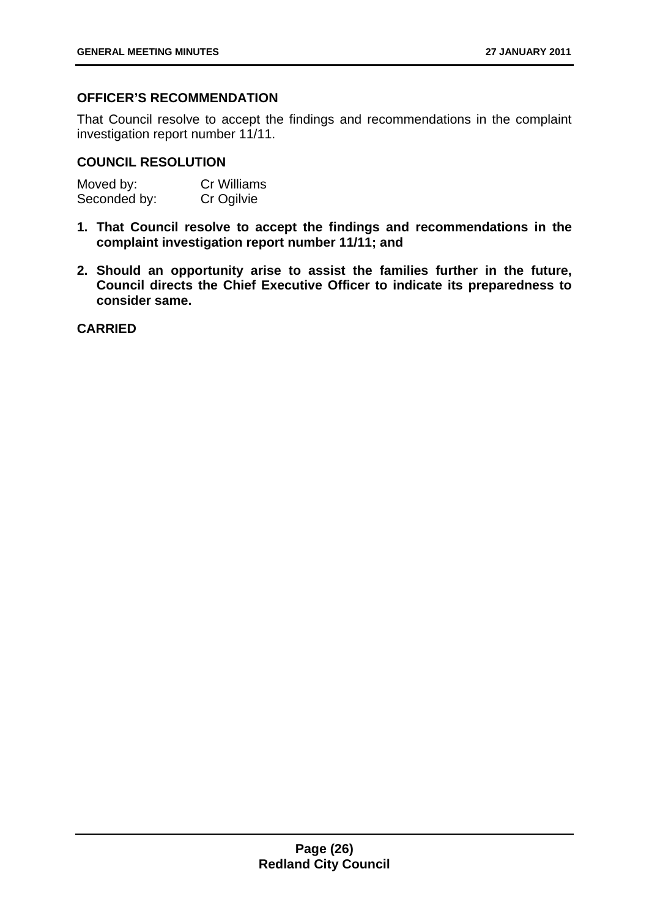### OFFICER'S RECOMMENDATION

That Council resolve to accept the findings and recommendations in the complaint investigation report number 11/11.

### COUNCIL RESOLUTION

Moved by: Cr Williams
Seconded by: Cr Ogilvie

1. **That Council resolve to accept the findings and recommendations in the complaint investigation report number 11/11; and**

2. **Should an opportunity arise to assist the families further in the future, Council directs the Chief Executive Officer to indicate its preparedness to consider same.**

**CARRIED**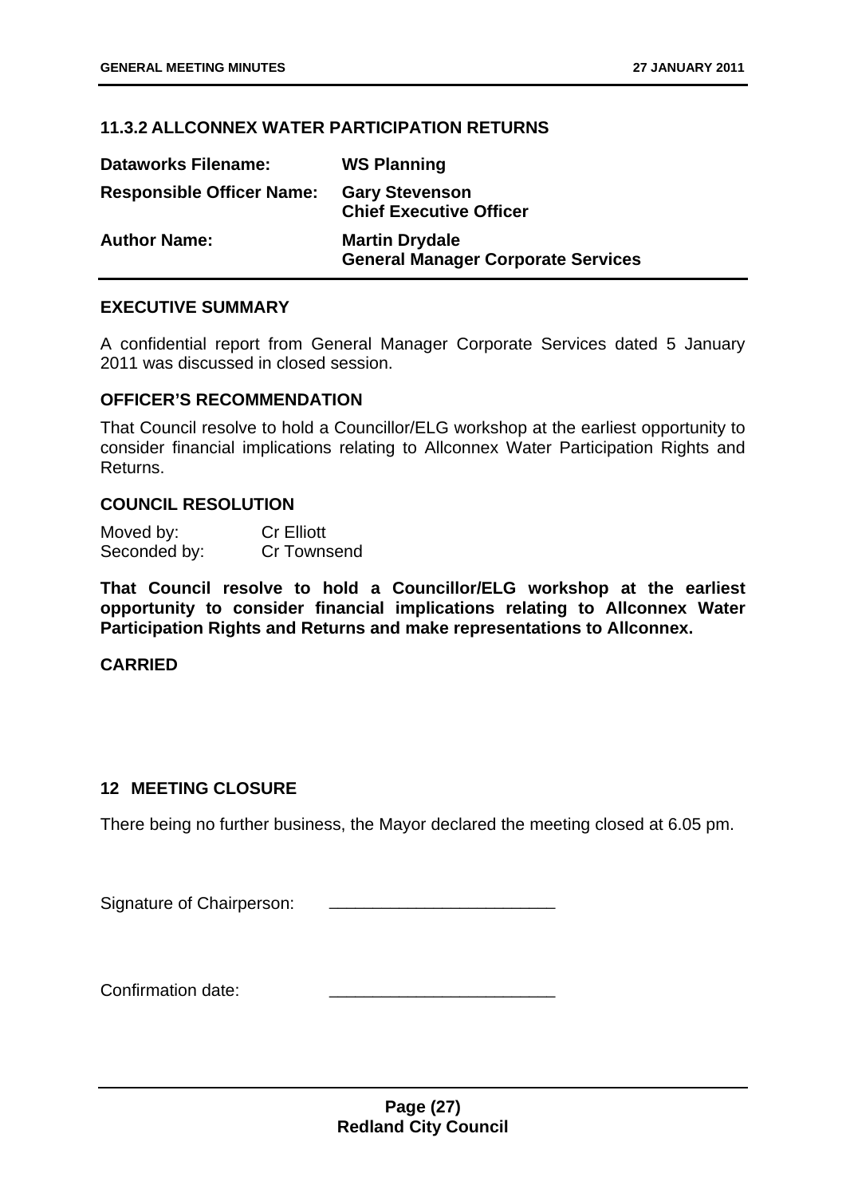### 11.3.2 ALLCONNEX WATER PARTICIPATION RETURNS

| | |
|---|---|
| **Dataworks Filename:** | **WS Planning** |
| **Responsible Officer Name:** | **Gary Stevenson**<br>**Chief Executive Officer** |
| **Author Name:** | **Martin Drydale**<br>**General Manager Corporate Services** |

#### EXECUTIVE SUMMARY

A confidential report from General Manager Corporate Services dated 5 January 2011 was discussed in closed session.

#### OFFICER'S RECOMMENDATION

That Council resolve to hold a Councillor/ELG workshop at the earliest opportunity to consider financial implications relating to Allconnex Water Participation Rights and Returns.

#### COUNCIL RESOLUTION

Moved by: Cr Elliott
Seconded by: Cr Townsend

**That Council resolve to hold a Councillor/ELG workshop at the earliest opportunity to consider financial implications relating to Allconnex Water Participation Rights and Returns and make representations to Allconnex.**

**CARRIED**

## 12 MEETING CLOSURE

There being no further business, the Mayor declared the meeting closed at 6.05 pm.

Signature of Chairperson: ________________________

Confirmation date: ________________________